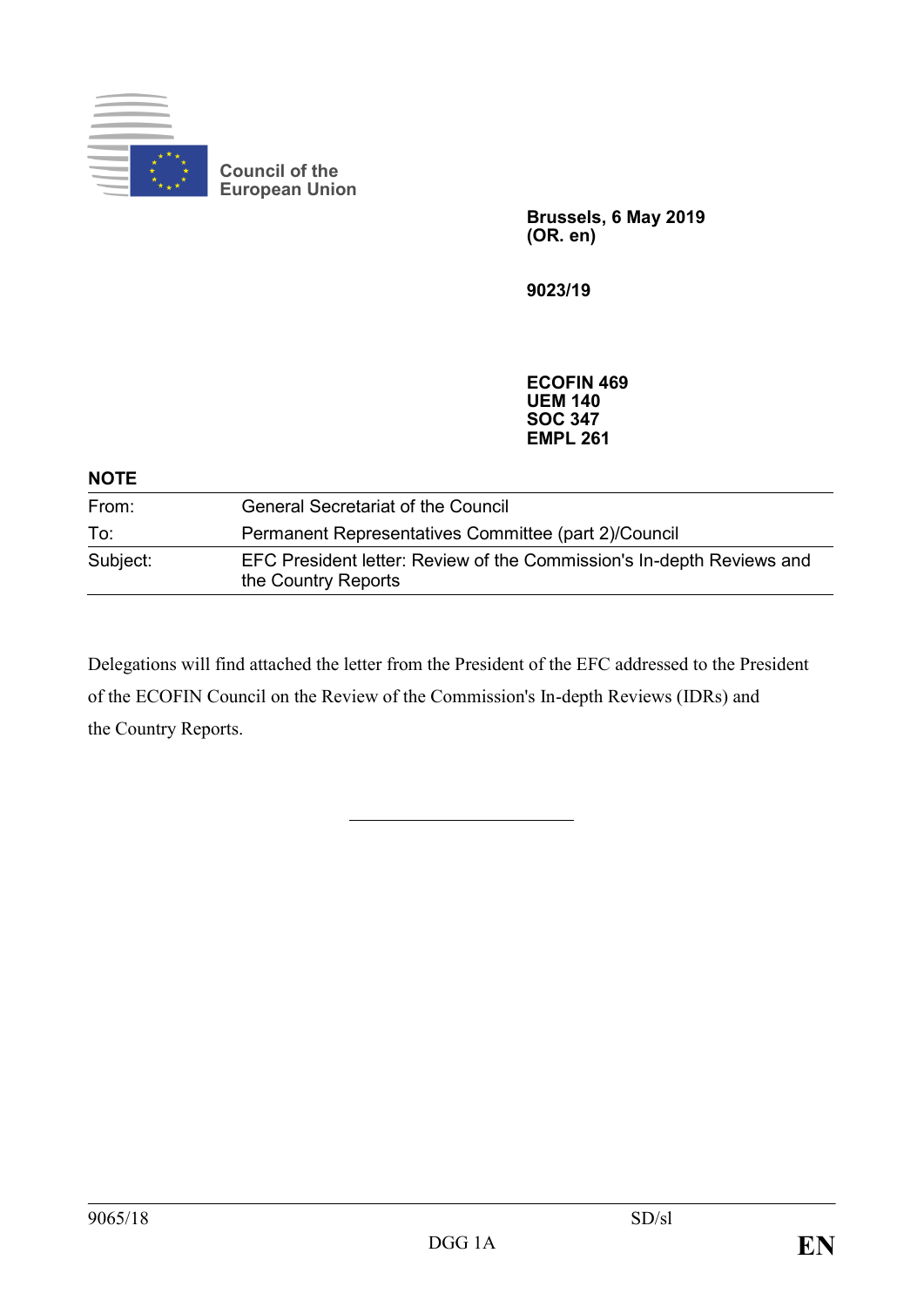Council of the European Union

**Brussels, 6 May 2019**
**(OR. en)**

**9023/19**

**ECOFIN 469**
**UEM 140**
**SOC 347**
**EMPL 261**

**NOTE**

| | |
|---|---|
| From: | General Secretariat of the Council |
| To: | Permanent Representatives Committee (part 2)/Council |
| Subject: | EFC President letter: Review of the Commission's In-depth Reviews and the Country Reports |

Delegations will find attached the letter from the President of the EFC addressed to the President of the ECOFIN Council on the Review of the Commission's In-depth Reviews (IDRs) and the Country Reports.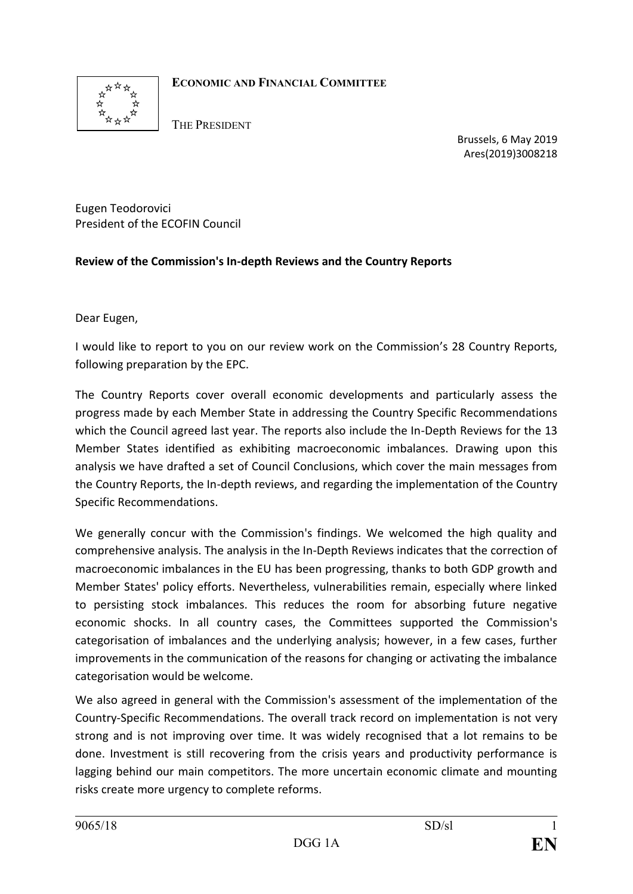**Economic and Financial Committee**

The President

Brussels, 6 May 2019
Ares(2019)3008218

Eugen Teodorovici
President of the ECOFIN Council

**Review of the Commission's In-depth Reviews and the Country Reports**

Dear Eugen,

I would like to report to you on our review work on the Commission's 28 Country Reports, following preparation by the EPC.

The Country Reports cover overall economic developments and particularly assess the progress made by each Member State in addressing the Country Specific Recommendations which the Council agreed last year. The reports also include the In-Depth Reviews for the 13 Member States identified as exhibiting macroeconomic imbalances. Drawing upon this analysis we have drafted a set of Council Conclusions, which cover the main messages from the Country Reports, the In-depth reviews, and regarding the implementation of the Country Specific Recommendations.

We generally concur with the Commission's findings. We welcomed the high quality and comprehensive analysis. The analysis in the In-Depth Reviews indicates that the correction of macroeconomic imbalances in the EU has been progressing, thanks to both GDP growth and Member States' policy efforts. Nevertheless, vulnerabilities remain, especially where linked to persisting stock imbalances. This reduces the room for absorbing future negative economic shocks. In all country cases, the Committees supported the Commission's categorisation of imbalances and the underlying analysis; however, in a few cases, further improvements in the communication of the reasons for changing or activating the imbalance categorisation would be welcome.

We also agreed in general with the Commission's assessment of the implementation of the Country-Specific Recommendations. The overall track record on implementation is not very strong and is not improving over time. It was widely recognised that a lot remains to be done. Investment is still recovering from the crisis years and productivity performance is lagging behind our main competitors. The more uncertain economic climate and mounting risks create more urgency to complete reforms.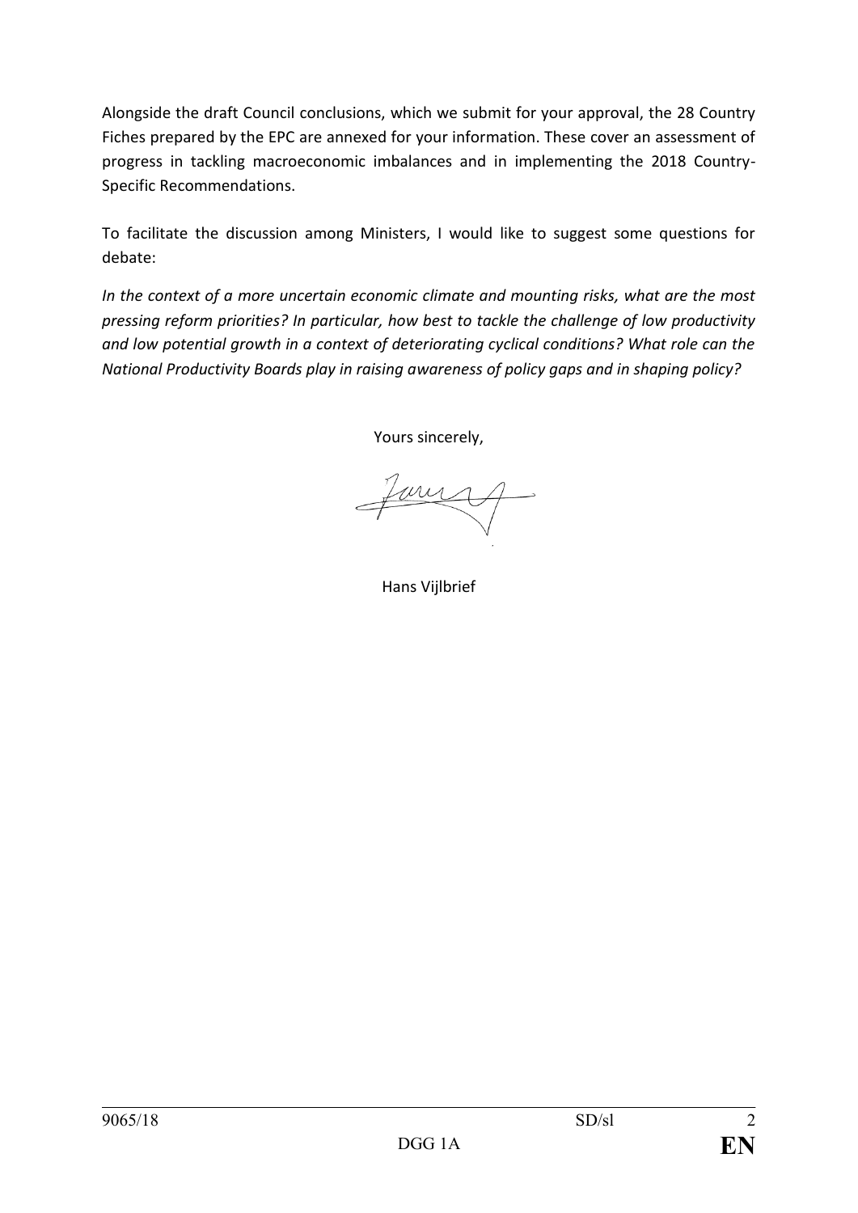Alongside the draft Council conclusions, which we submit for your approval, the 28 Country Fiches prepared by the EPC are annexed for your information. These cover an assessment of progress in tackling macroeconomic imbalances and in implementing the 2018 Country-Specific Recommendations.

To facilitate the discussion among Ministers, I would like to suggest some questions for debate:

*In the context of a more uncertain economic climate and mounting risks, what are the most pressing reform priorities? In particular, how best to tackle the challenge of low productivity and low potential growth in a context of deteriorating cyclical conditions? What role can the National Productivity Boards play in raising awareness of policy gaps and in shaping policy?*

Yours sincerely,

Hans Vijlbrief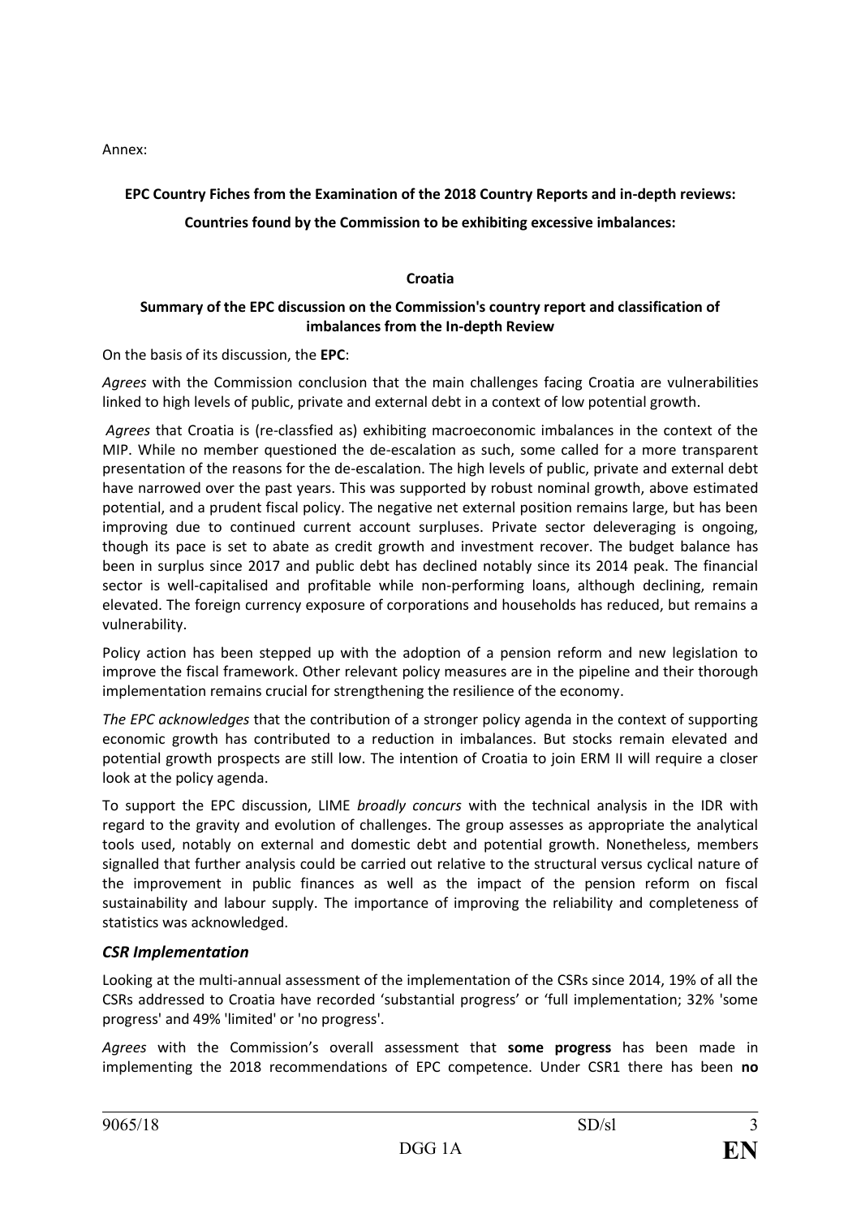Annex:

**EPC Country Fiches from the Examination of the 2018 Country Reports and in-depth reviews:**

**Countries found by the Commission to be exhibiting excessive imbalances:**

**Croatia**

**Summary of the EPC discussion on the Commission's country report and classification of imbalances from the In-depth Review**

On the basis of its discussion, the **EPC**:

*Agrees* with the Commission conclusion that the main challenges facing Croatia are vulnerabilities linked to high levels of public, private and external debt in a context of low potential growth.

*Agrees* that Croatia is (re-classfied as) exhibiting macroeconomic imbalances in the context of the MIP. While no member questioned the de-escalation as such, some called for a more transparent presentation of the reasons for the de-escalation. The high levels of public, private and external debt have narrowed over the past years. This was supported by robust nominal growth, above estimated potential, and a prudent fiscal policy. The negative net external position remains large, but has been improving due to continued current account surpluses. Private sector deleveraging is ongoing, though its pace is set to abate as credit growth and investment recover. The budget balance has been in surplus since 2017 and public debt has declined notably since its 2014 peak. The financial sector is well-capitalised and profitable while non-performing loans, although declining, remain elevated. The foreign currency exposure of corporations and households has reduced, but remains a vulnerability.

Policy action has been stepped up with the adoption of a pension reform and new legislation to improve the fiscal framework. Other relevant policy measures are in the pipeline and their thorough implementation remains crucial for strengthening the resilience of the economy.

*The EPC acknowledges* that the contribution of a stronger policy agenda in the context of supporting economic growth has contributed to a reduction in imbalances. But stocks remain elevated and potential growth prospects are still low. The intention of Croatia to join ERM II will require a closer look at the policy agenda.

To support the EPC discussion, LIME *broadly concurs* with the technical analysis in the IDR with regard to the gravity and evolution of challenges. The group assesses as appropriate the analytical tools used, notably on external and domestic debt and potential growth. Nonetheless, members signalled that further analysis could be carried out relative to the structural versus cyclical nature of the improvement in public finances as well as the impact of the pension reform on fiscal sustainability and labour supply. The importance of improving the reliability and completeness of statistics was acknowledged.

## *CSR Implementation*

Looking at the multi-annual assessment of the implementation of the CSRs since 2014, 19% of all the CSRs addressed to Croatia have recorded 'substantial progress' or 'full implementation; 32% 'some progress' and 49% 'limited' or 'no progress'.

*Agrees* with the Commission's overall assessment that **some progress** has been made in implementing the 2018 recommendations of EPC competence. Under CSR1 there has been **no**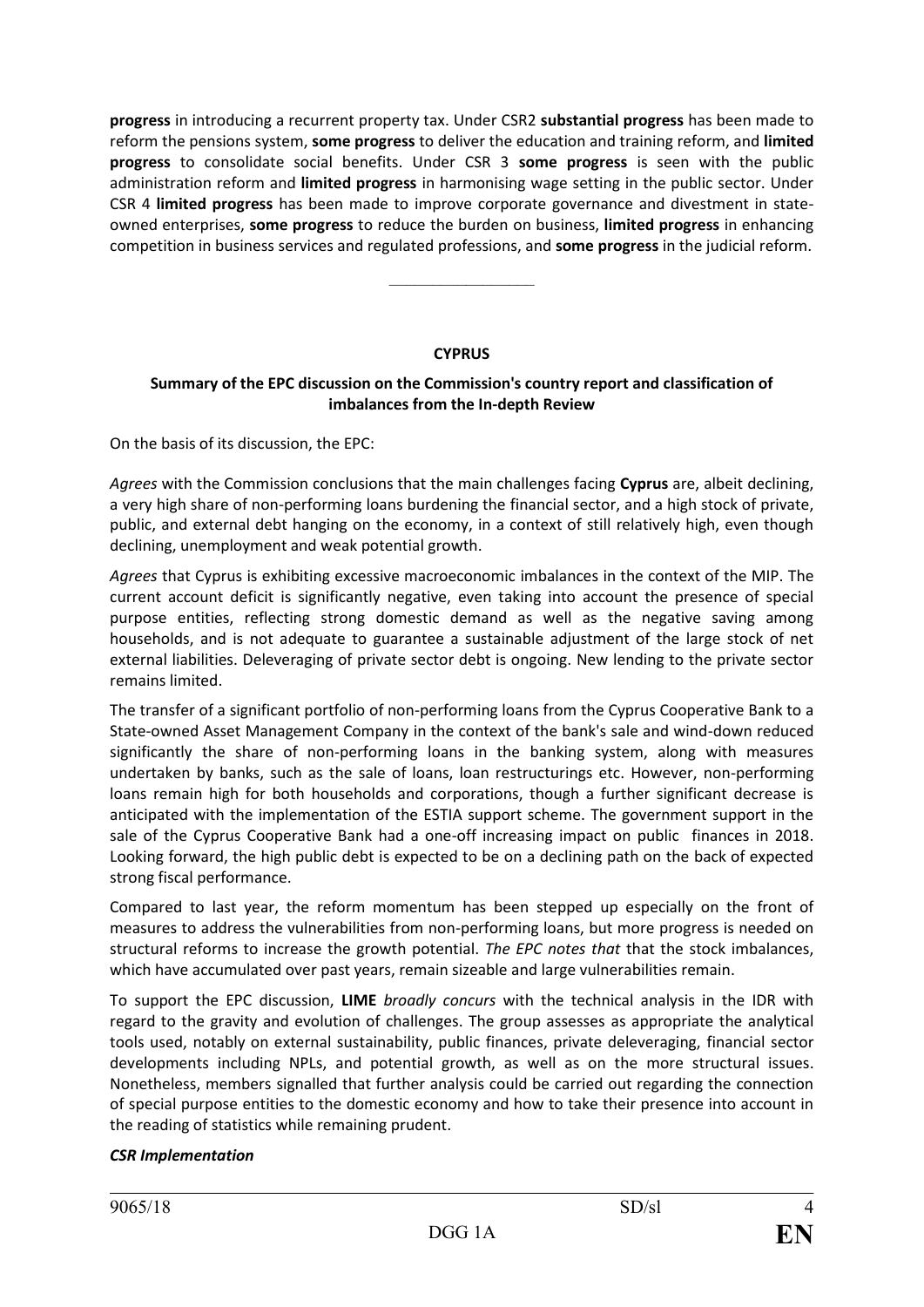**progress** in introducing a recurrent property tax. Under CSR2 **substantial progress** has been made to reform the pensions system, **some progress** to deliver the education and training reform, and **limited progress** to consolidate social benefits. Under CSR 3 **some progress** is seen with the public administration reform and **limited progress** in harmonising wage setting in the public sector. Under CSR 4 **limited progress** has been made to improve corporate governance and divestment in state-owned enterprises, **some progress** to reduce the burden on business, **limited progress** in enhancing competition in business services and regulated professions, and **some progress** in the judicial reform.

---

## CYPRUS

### Summary of the EPC discussion on the Commission's country report and classification of imbalances from the In-depth Review

On the basis of its discussion, the EPC:

*Agrees* with the Commission conclusions that the main challenges facing **Cyprus** are, albeit declining, a very high share of non-performing loans burdening the financial sector, and a high stock of private, public, and external debt hanging on the economy, in a context of still relatively high, even though declining, unemployment and weak potential growth.

*Agrees* that Cyprus is exhibiting excessive macroeconomic imbalances in the context of the MIP. The current account deficit is significantly negative, even taking into account the presence of special purpose entities, reflecting strong domestic demand as well as the negative saving among households, and is not adequate to guarantee a sustainable adjustment of the large stock of net external liabilities. Deleveraging of private sector debt is ongoing. New lending to the private sector remains limited.

The transfer of a significant portfolio of non-performing loans from the Cyprus Cooperative Bank to a State-owned Asset Management Company in the context of the bank's sale and wind-down reduced significantly the share of non-performing loans in the banking system, along with measures undertaken by banks, such as the sale of loans, loan restructurings etc. However, non-performing loans remain high for both households and corporations, though a further significant decrease is anticipated with the implementation of the ESTIA support scheme. The government support in the sale of the Cyprus Cooperative Bank had a one-off increasing impact on public finances in 2018. Looking forward, the high public debt is expected to be on a declining path on the back of expected strong fiscal performance.

Compared to last year, the reform momentum has been stepped up especially on the front of measures to address the vulnerabilities from non-performing loans, but more progress is needed on structural reforms to increase the growth potential. *The EPC notes that* that the stock imbalances, which have accumulated over past years, remain sizeable and large vulnerabilities remain.

To support the EPC discussion, **LIME** *broadly concurs* with the technical analysis in the IDR with regard to the gravity and evolution of challenges. The group assesses as appropriate the analytical tools used, notably on external sustainability, public finances, private deleveraging, financial sector developments including NPLs, and potential growth, as well as on the more structural issues. Nonetheless, members signalled that further analysis could be carried out regarding the connection of special purpose entities to the domestic economy and how to take their presence into account in the reading of statistics while remaining prudent.

***CSR Implementation***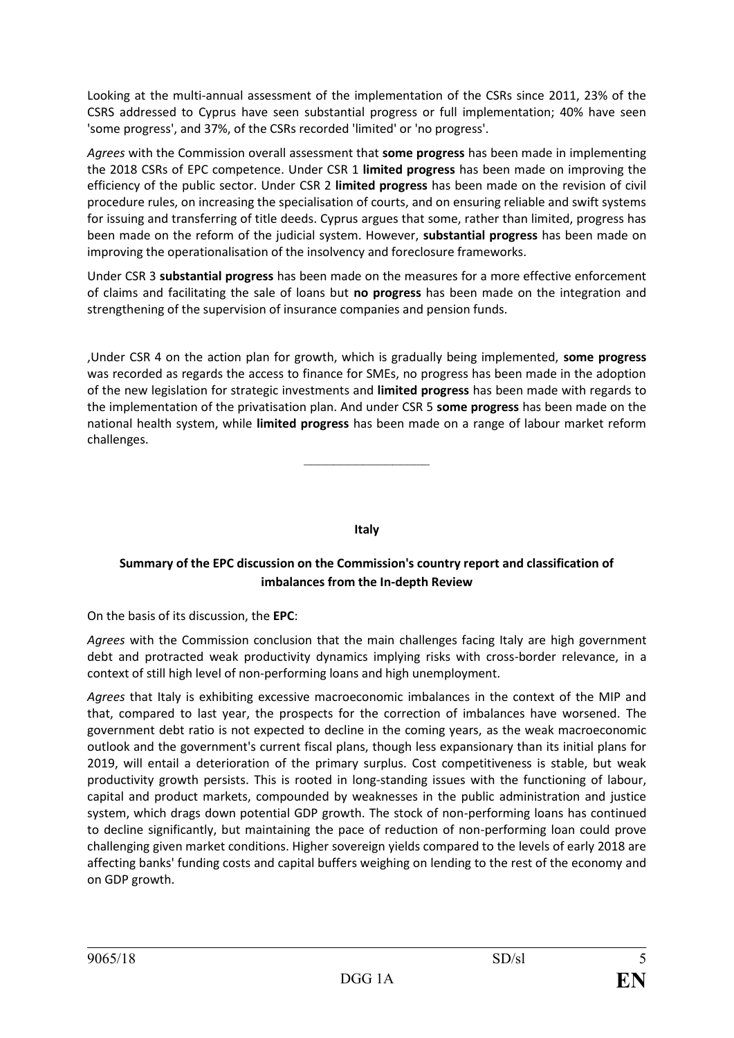Looking at the multi-annual assessment of the implementation of the CSRs since 2011, 23% of the CSRS addressed to Cyprus have seen substantial progress or full implementation; 40% have seen 'some progress', and 37%, of the CSRs recorded 'limited' or 'no progress'.

*Agrees* with the Commission overall assessment that **some progress** has been made in implementing the 2018 CSRs of EPC competence. Under CSR 1 **limited progress** has been made on improving the efficiency of the public sector. Under CSR 2 **limited progress** has been made on the revision of civil procedure rules, on increasing the specialisation of courts, and on ensuring reliable and swift systems for issuing and transferring of title deeds. Cyprus argues that some, rather than limited, progress has been made on the reform of the judicial system. However, **substantial progress** has been made on improving the operationalisation of the insolvency and foreclosure frameworks.

Under CSR 3 **substantial progress** has been made on the measures for a more effective enforcement of claims and facilitating the sale of loans but **no progress** has been made on the integration and strengthening of the supervision of insurance companies and pension funds.

,Under CSR 4 on the action plan for growth, which is gradually being implemented, **some progress** was recorded as regards the access to finance for SMEs, no progress has been made in the adoption of the new legislation for strategic investments and **limited progress** has been made with regards to the implementation of the privatisation plan. And under CSR 5 **some progress** has been made on the national health system, while **limited progress** has been made on a range of labour market reform challenges.

---

## Italy

### Summary of the EPC discussion on the Commission's country report and classification of imbalances from the In-depth Review

On the basis of its discussion, the **EPC**:

*Agrees* with the Commission conclusion that the main challenges facing Italy are high government debt and protracted weak productivity dynamics implying risks with cross-border relevance, in a context of still high level of non-performing loans and high unemployment.

*Agrees* that Italy is exhibiting excessive macroeconomic imbalances in the context of the MIP and that, compared to last year, the prospects for the correction of imbalances have worsened. The government debt ratio is not expected to decline in the coming years, as the weak macroeconomic outlook and the government's current fiscal plans, though less expansionary than its initial plans for 2019, will entail a deterioration of the primary surplus. Cost competitiveness is stable, but weak productivity growth persists. This is rooted in long-standing issues with the functioning of labour, capital and product markets, compounded by weaknesses in the public administration and justice system, which drags down potential GDP growth. The stock of non-performing loans has continued to decline significantly, but maintaining the pace of reduction of non-performing loan could prove challenging given market conditions. Higher sovereign yields compared to the levels of early 2018 are affecting banks' funding costs and capital buffers weighing on lending to the rest of the economy and on GDP growth.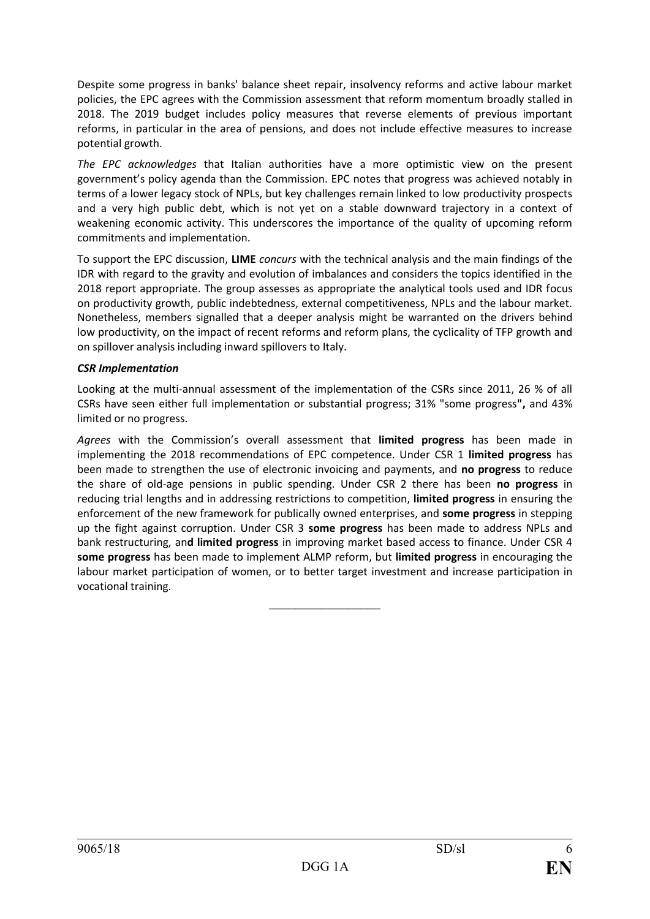Despite some progress in banks' balance sheet repair, insolvency reforms and active labour market policies, the EPC agrees with the Commission assessment that reform momentum broadly stalled in 2018. The 2019 budget includes policy measures that reverse elements of previous important reforms, in particular in the area of pensions, and does not include effective measures to increase potential growth.

*The EPC acknowledges* that Italian authorities have a more optimistic view on the present government's policy agenda than the Commission. EPC notes that progress was achieved notably in terms of a lower legacy stock of NPLs, but key challenges remain linked to low productivity prospects and a very high public debt, which is not yet on a stable downward trajectory in a context of weakening economic activity. This underscores the importance of the quality of upcoming reform commitments and implementation.

To support the EPC discussion, **LIME** *concurs* with the technical analysis and the main findings of the IDR with regard to the gravity and evolution of imbalances and considers the topics identified in the 2018 report appropriate. The group assesses as appropriate the analytical tools used and IDR focus on productivity growth, public indebtedness, external competitiveness, NPLs and the labour market. Nonetheless, members signalled that a deeper analysis might be warranted on the drivers behind low productivity, on the impact of recent reforms and reform plans, the cyclicality of TFP growth and on spillover analysis including inward spillovers to Italy.

***CSR Implementation***

Looking at the multi-annual assessment of the implementation of the CSRs since 2011, 26 % of all CSRs have seen either full implementation or substantial progress; 31% "some progress**",** and 43% limited or no progress.

*Agrees* with the Commission's overall assessment that **limited progress** has been made in implementing the 2018 recommendations of EPC competence. Under CSR 1 **limited progress** has been made to strengthen the use of electronic invoicing and payments, and **no progress** to reduce the share of old-age pensions in public spending. Under CSR 2 there has been **no progress** in reducing trial lengths and in addressing restrictions to competition, **limited progress** in ensuring the enforcement of the new framework for publically owned enterprises, and **some progress** in stepping up the fight against corruption. Under CSR 3 **some progress** has been made to address NPLs and bank restructuring, an**d limited progress** in improving market based access to finance. Under CSR 4 **some progress** has been made to implement ALMP reform, but **limited progress** in encouraging the labour market participation of women, or to better target investment and increase participation in vocational training.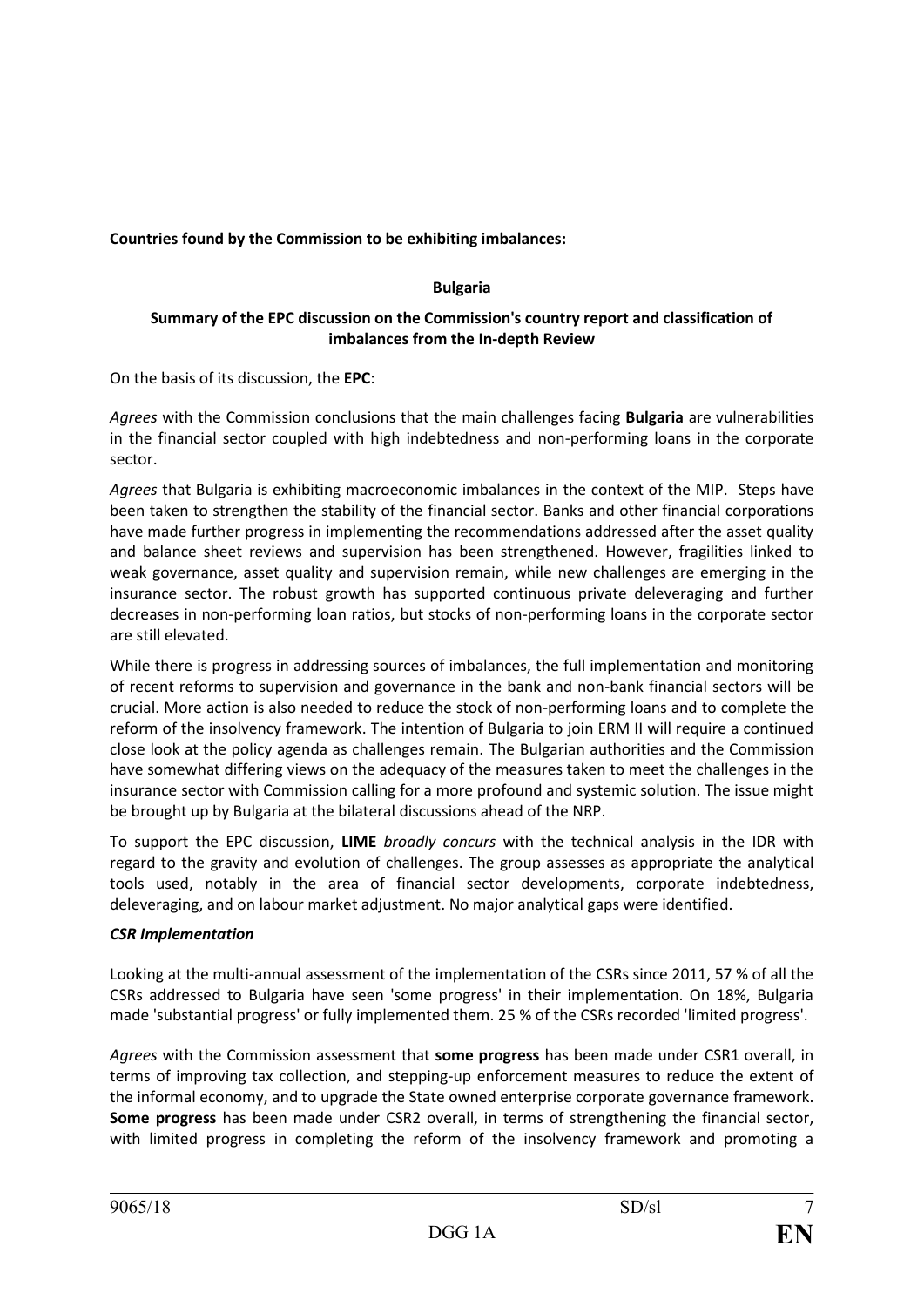**Countries found by the Commission to be exhibiting imbalances:**

**Bulgaria**

**Summary of the EPC discussion on the Commission's country report and classification of imbalances from the In-depth Review**

On the basis of its discussion, the **EPC**:

*Agrees* with the Commission conclusions that the main challenges facing **Bulgaria** are vulnerabilities in the financial sector coupled with high indebtedness and non-performing loans in the corporate sector.

*Agrees* that Bulgaria is exhibiting macroeconomic imbalances in the context of the MIP. Steps have been taken to strengthen the stability of the financial sector. Banks and other financial corporations have made further progress in implementing the recommendations addressed after the asset quality and balance sheet reviews and supervision has been strengthened. However, fragilities linked to weak governance, asset quality and supervision remain, while new challenges are emerging in the insurance sector. The robust growth has supported continuous private deleveraging and further decreases in non-performing loan ratios, but stocks of non-performing loans in the corporate sector are still elevated.

While there is progress in addressing sources of imbalances, the full implementation and monitoring of recent reforms to supervision and governance in the bank and non-bank financial sectors will be crucial. More action is also needed to reduce the stock of non-performing loans and to complete the reform of the insolvency framework. The intention of Bulgaria to join ERM II will require a continued close look at the policy agenda as challenges remain. The Bulgarian authorities and the Commission have somewhat differing views on the adequacy of the measures taken to meet the challenges in the insurance sector with Commission calling for a more profound and systemic solution. The issue might be brought up by Bulgaria at the bilateral discussions ahead of the NRP.

To support the EPC discussion, **LIME** *broadly concurs* with the technical analysis in the IDR with regard to the gravity and evolution of challenges. The group assesses as appropriate the analytical tools used, notably in the area of financial sector developments, corporate indebtedness, deleveraging, and on labour market adjustment. No major analytical gaps were identified.

***CSR Implementation***

Looking at the multi-annual assessment of the implementation of the CSRs since 2011, 57 % of all the CSRs addressed to Bulgaria have seen 'some progress' in their implementation. On 18%, Bulgaria made 'substantial progress' or fully implemented them. 25 % of the CSRs recorded 'limited progress'.

*Agrees* with the Commission assessment that **some progress** has been made under CSR1 overall, in terms of improving tax collection, and stepping-up enforcement measures to reduce the extent of the informal economy, and to upgrade the State owned enterprise corporate governance framework. **Some progress** has been made under CSR2 overall, in terms of strengthening the financial sector, with limited progress in completing the reform of the insolvency framework and promoting a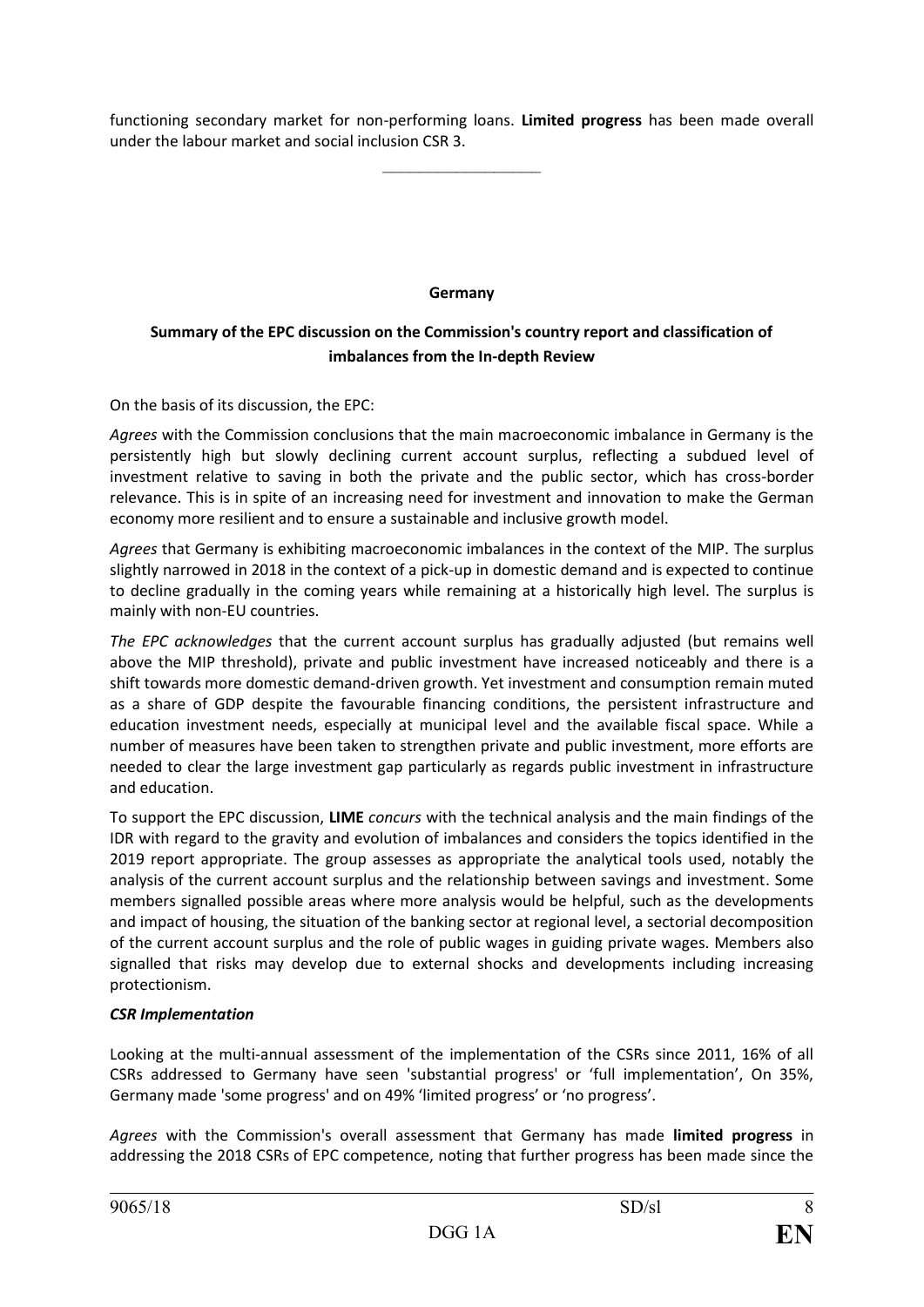functioning secondary market for non-performing loans. **Limited progress** has been made overall under the labour market and social inclusion CSR 3.

---

**Germany**

**Summary of the EPC discussion on the Commission's country report and classification of imbalances from the In-depth Review**

On the basis of its discussion, the EPC:

*Agrees* with the Commission conclusions that the main macroeconomic imbalance in Germany is the persistently high but slowly declining current account surplus, reflecting a subdued level of investment relative to saving in both the private and the public sector, which has cross-border relevance. This is in spite of an increasing need for investment and innovation to make the German economy more resilient and to ensure a sustainable and inclusive growth model.

*Agrees* that Germany is exhibiting macroeconomic imbalances in the context of the MIP. The surplus slightly narrowed in 2018 in the context of a pick-up in domestic demand and is expected to continue to decline gradually in the coming years while remaining at a historically high level. The surplus is mainly with non-EU countries.

*The EPC acknowledges* that the current account surplus has gradually adjusted (but remains well above the MIP threshold), private and public investment have increased noticeably and there is a shift towards more domestic demand-driven growth. Yet investment and consumption remain muted as a share of GDP despite the favourable financing conditions, the persistent infrastructure and education investment needs, especially at municipal level and the available fiscal space. While a number of measures have been taken to strengthen private and public investment, more efforts are needed to clear the large investment gap particularly as regards public investment in infrastructure and education.

To support the EPC discussion, **LIME** *concurs* with the technical analysis and the main findings of the IDR with regard to the gravity and evolution of imbalances and considers the topics identified in the 2019 report appropriate. The group assesses as appropriate the analytical tools used, notably the analysis of the current account surplus and the relationship between savings and investment. Some members signalled possible areas where more analysis would be helpful, such as the developments and impact of housing, the situation of the banking sector at regional level, a sectorial decomposition of the current account surplus and the role of public wages in guiding private wages. Members also signalled that risks may develop due to external shocks and developments including increasing protectionism.

***CSR Implementation***

Looking at the multi-annual assessment of the implementation of the CSRs since 2011, 16% of all CSRs addressed to Germany have seen 'substantial progress' or 'full implementation', On 35%, Germany made 'some progress' and on 49% 'limited progress' or 'no progress'.

*Agrees* with the Commission's overall assessment that Germany has made **limited progress** in addressing the 2018 CSRs of EPC competence, noting that further progress has been made since the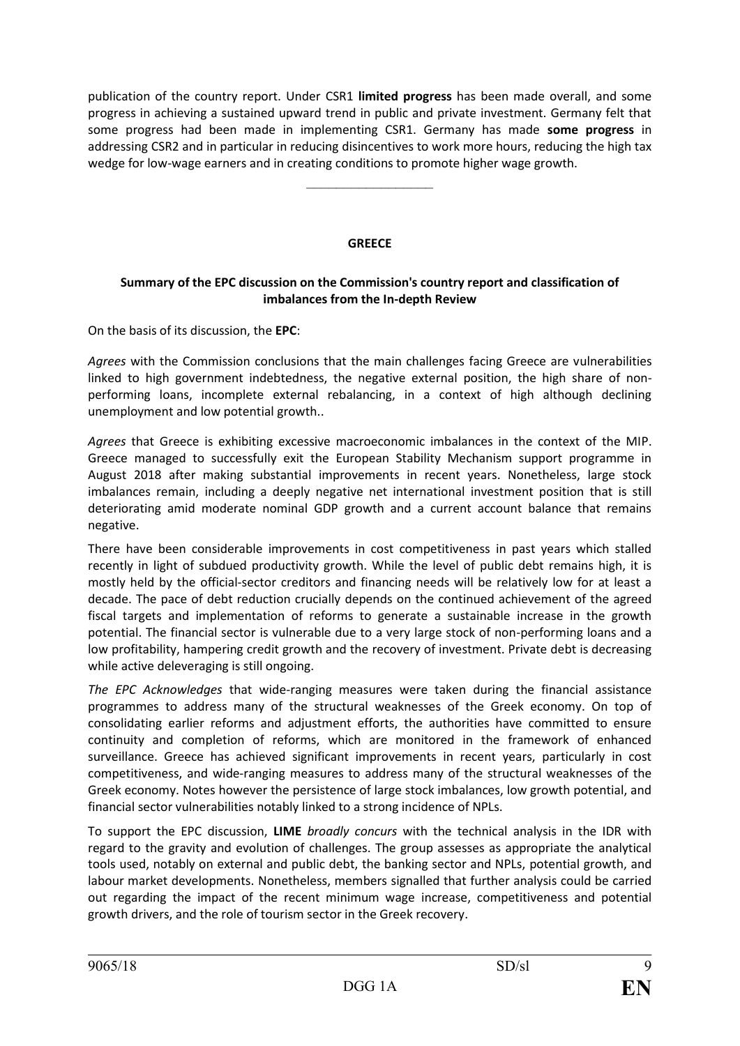publication of the country report. Under CSR1 **limited progress** has been made overall, and some progress in achieving a sustained upward trend in public and private investment. Germany felt that some progress had been made in implementing CSR1. Germany has made **some progress** in addressing CSR2 and in particular in reducing disincentives to work more hours, reducing the high tax wedge for low-wage earners and in creating conditions to promote higher wage growth.

---

## GREECE

### Summary of the EPC discussion on the Commission's country report and classification of imbalances from the In-depth Review

On the basis of its discussion, the **EPC**:

*Agrees* with the Commission conclusions that the main challenges facing Greece are vulnerabilities linked to high government indebtedness, the negative external position, the high share of non-performing loans, incomplete external rebalancing, in a context of high although declining unemployment and low potential growth..

*Agrees* that Greece is exhibiting excessive macroeconomic imbalances in the context of the MIP. Greece managed to successfully exit the European Stability Mechanism support programme in August 2018 after making substantial improvements in recent years. Nonetheless, large stock imbalances remain, including a deeply negative net international investment position that is still deteriorating amid moderate nominal GDP growth and a current account balance that remains negative.

There have been considerable improvements in cost competitiveness in past years which stalled recently in light of subdued productivity growth. While the level of public debt remains high, it is mostly held by the official-sector creditors and financing needs will be relatively low for at least a decade. The pace of debt reduction crucially depends on the continued achievement of the agreed fiscal targets and implementation of reforms to generate a sustainable increase in the growth potential. The financial sector is vulnerable due to a very large stock of non-performing loans and a low profitability, hampering credit growth and the recovery of investment. Private debt is decreasing while active deleveraging is still ongoing.

*The EPC Acknowledges* that wide-ranging measures were taken during the financial assistance programmes to address many of the structural weaknesses of the Greek economy. On top of consolidating earlier reforms and adjustment efforts, the authorities have committed to ensure continuity and completion of reforms, which are monitored in the framework of enhanced surveillance. Greece has achieved significant improvements in recent years, particularly in cost competitiveness, and wide-ranging measures to address many of the structural weaknesses of the Greek economy. Notes however the persistence of large stock imbalances, low growth potential, and financial sector vulnerabilities notably linked to a strong incidence of NPLs.

To support the EPC discussion, **LIME** *broadly concurs* with the technical analysis in the IDR with regard to the gravity and evolution of challenges. The group assesses as appropriate the analytical tools used, notably on external and public debt, the banking sector and NPLs, potential growth, and labour market developments. Nonetheless, members signalled that further analysis could be carried out regarding the impact of the recent minimum wage increase, competitiveness and potential growth drivers, and the role of tourism sector in the Greek recovery.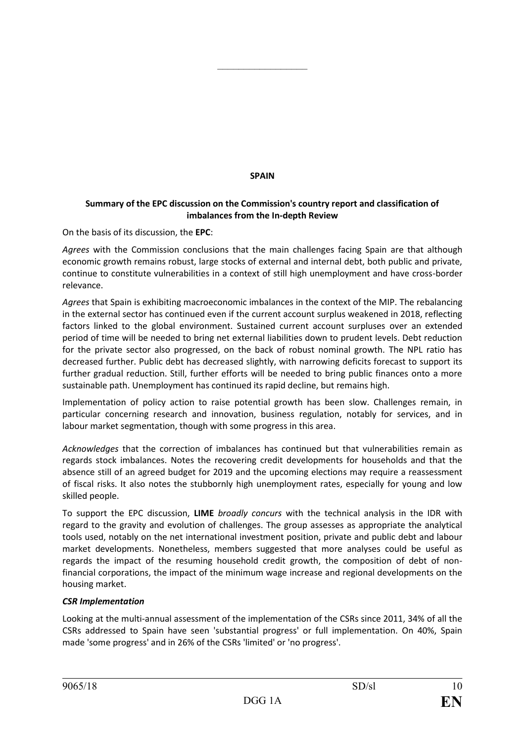**SPAIN**

**Summary of the EPC discussion on the Commission's country report and classification of imbalances from the In-depth Review**

On the basis of its discussion, the **EPC**:

*Agrees* with the Commission conclusions that the main challenges facing Spain are that although economic growth remains robust, large stocks of external and internal debt, both public and private, continue to constitute vulnerabilities in a context of still high unemployment and have cross-border relevance.

*Agrees* that Spain is exhibiting macroeconomic imbalances in the context of the MIP. The rebalancing in the external sector has continued even if the current account surplus weakened in 2018, reflecting factors linked to the global environment. Sustained current account surpluses over an extended period of time will be needed to bring net external liabilities down to prudent levels. Debt reduction for the private sector also progressed, on the back of robust nominal growth. The NPL ratio has decreased further. Public debt has decreased slightly, with narrowing deficits forecast to support its further gradual reduction. Still, further efforts will be needed to bring public finances onto a more sustainable path. Unemployment has continued its rapid decline, but remains high.

Implementation of policy action to raise potential growth has been slow. Challenges remain, in particular concerning research and innovation, business regulation, notably for services, and in labour market segmentation, though with some progress in this area.

*Acknowledges* that the correction of imbalances has continued but that vulnerabilities remain as regards stock imbalances. Notes the recovering credit developments for households and that the absence still of an agreed budget for 2019 and the upcoming elections may require a reassessment of fiscal risks. It also notes the stubbornly high unemployment rates, especially for young and low skilled people.

To support the EPC discussion, **LIME** *broadly concurs* with the technical analysis in the IDR with regard to the gravity and evolution of challenges. The group assesses as appropriate the analytical tools used, notably on the net international investment position, private and public debt and labour market developments. Nonetheless, members suggested that more analyses could be useful as regards the impact of the resuming household credit growth, the composition of debt of non-financial corporations, the impact of the minimum wage increase and regional developments on the housing market.

***CSR Implementation***

Looking at the multi-annual assessment of the implementation of the CSRs since 2011, 34% of all the CSRs addressed to Spain have seen 'substantial progress' or full implementation. On 40%, Spain made 'some progress' and in 26% of the CSRs 'limited' or 'no progress'.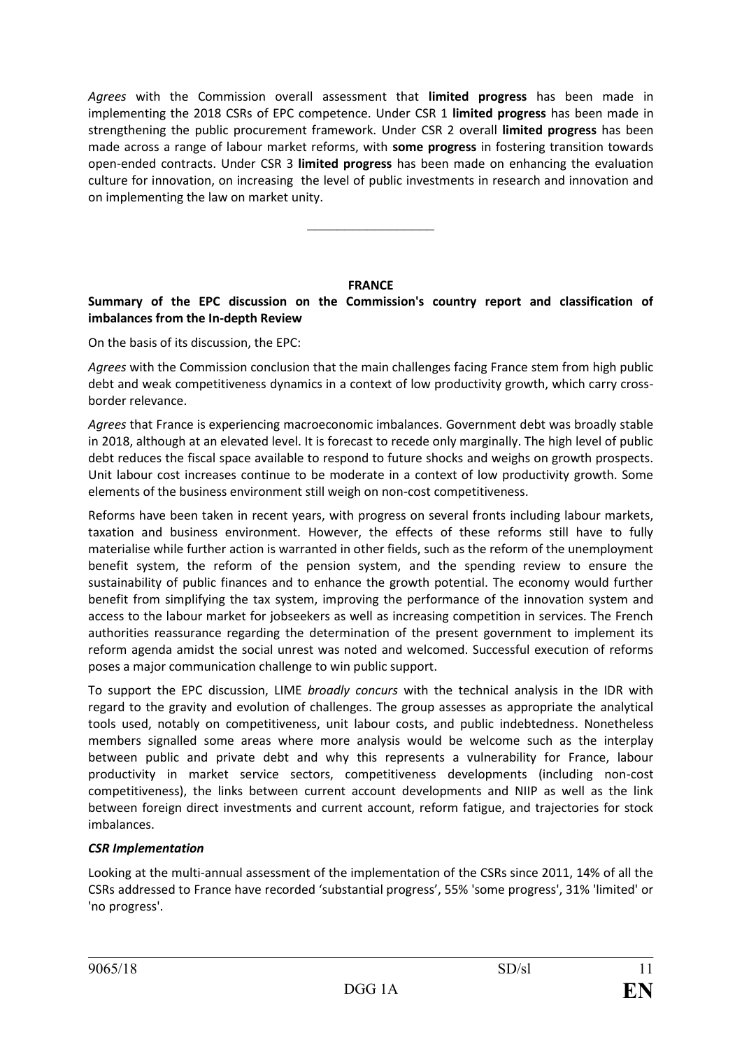*Agrees* with the Commission overall assessment that **limited progress** has been made in implementing the 2018 CSRs of EPC competence. Under CSR 1 **limited progress** has been made in strengthening the public procurement framework. Under CSR 2 overall **limited progress** has been made across a range of labour market reforms, with **some progress** in fostering transition towards open-ended contracts. Under CSR 3 **limited progress** has been made on enhancing the evaluation culture for innovation, on increasing the level of public investments in research and innovation and on implementing the law on market unity.

---

**FRANCE**

**Summary of the EPC discussion on the Commission's country report and classification of imbalances from the In-depth Review**

On the basis of its discussion, the EPC:

*Agrees* with the Commission conclusion that the main challenges facing France stem from high public debt and weak competitiveness dynamics in a context of low productivity growth, which carry cross-border relevance.

*Agrees* that France is experiencing macroeconomic imbalances. Government debt was broadly stable in 2018, although at an elevated level. It is forecast to recede only marginally. The high level of public debt reduces the fiscal space available to respond to future shocks and weighs on growth prospects. Unit labour cost increases continue to be moderate in a context of low productivity growth. Some elements of the business environment still weigh on non-cost competitiveness.

Reforms have been taken in recent years, with progress on several fronts including labour markets, taxation and business environment. However, the effects of these reforms still have to fully materialise while further action is warranted in other fields, such as the reform of the unemployment benefit system, the reform of the pension system, and the spending review to ensure the sustainability of public finances and to enhance the growth potential. The economy would further benefit from simplifying the tax system, improving the performance of the innovation system and access to the labour market for jobseekers as well as increasing competition in services. The French authorities reassurance regarding the determination of the present government to implement its reform agenda amidst the social unrest was noted and welcomed. Successful execution of reforms poses a major communication challenge to win public support.

To support the EPC discussion, LIME *broadly concurs* with the technical analysis in the IDR with regard to the gravity and evolution of challenges. The group assesses as appropriate the analytical tools used, notably on competitiveness, unit labour costs, and public indebtedness. Nonetheless members signalled some areas where more analysis would be welcome such as the interplay between public and private debt and why this represents a vulnerability for France, labour productivity in market service sectors, competitiveness developments (including non-cost competitiveness), the links between current account developments and NIIP as well as the link between foreign direct investments and current account, reform fatigue, and trajectories for stock imbalances.

***CSR Implementation***

Looking at the multi-annual assessment of the implementation of the CSRs since 2011, 14% of all the CSRs addressed to France have recorded 'substantial progress', 55% 'some progress', 31% 'limited' or 'no progress'.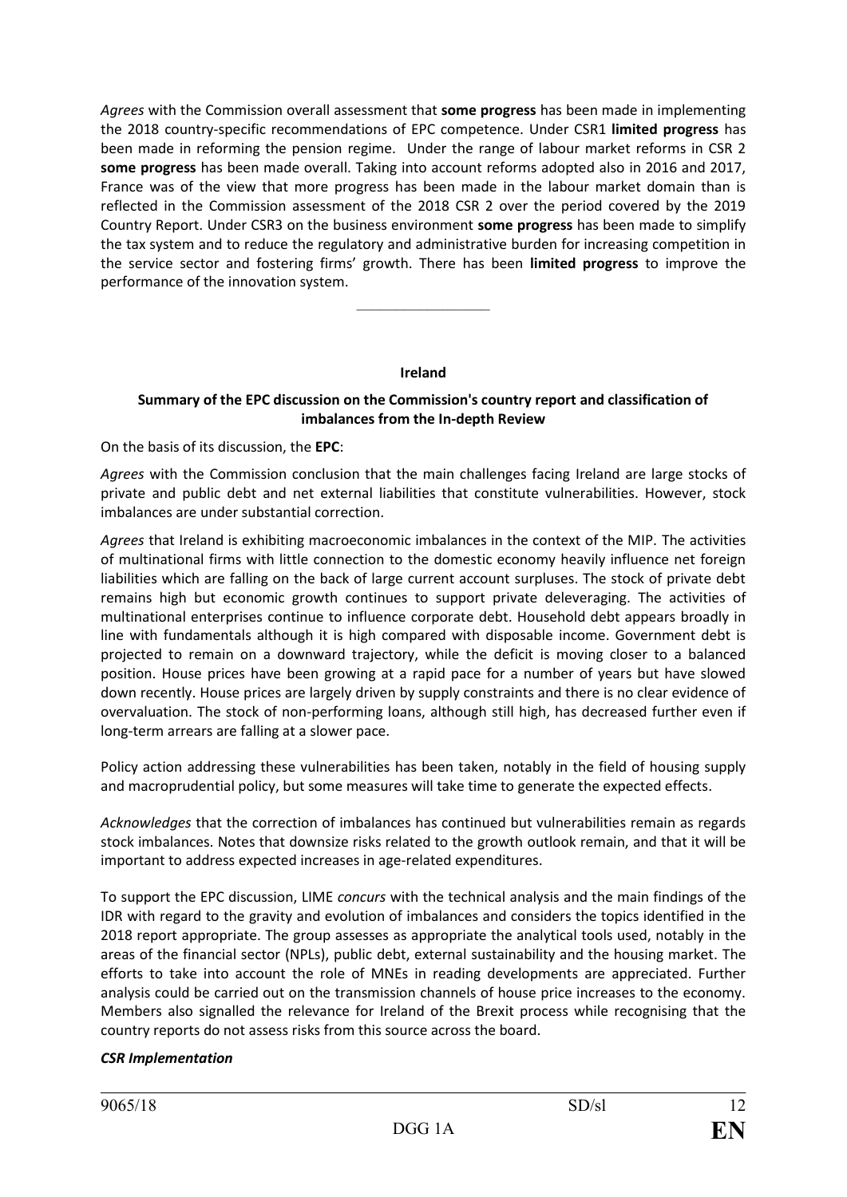*Agrees* with the Commission overall assessment that **some progress** has been made in implementing the 2018 country-specific recommendations of EPC competence. Under CSR1 **limited progress** has been made in reforming the pension regime. Under the range of labour market reforms in CSR 2 **some progress** has been made overall. Taking into account reforms adopted also in 2016 and 2017, France was of the view that more progress has been made in the labour market domain than is reflected in the Commission assessment of the 2018 CSR 2 over the period covered by the 2019 Country Report. Under CSR3 on the business environment **some progress** has been made to simplify the tax system and to reduce the regulatory and administrative burden for increasing competition in the service sector and fostering firms' growth. There has been **limited progress** to improve the performance of the innovation system.

---

## Ireland

### Summary of the EPC discussion on the Commission's country report and classification of imbalances from the In-depth Review

On the basis of its discussion, the **EPC**:

*Agrees* with the Commission conclusion that the main challenges facing Ireland are large stocks of private and public debt and net external liabilities that constitute vulnerabilities. However, stock imbalances are under substantial correction.

*Agrees* that Ireland is exhibiting macroeconomic imbalances in the context of the MIP. The activities of multinational firms with little connection to the domestic economy heavily influence net foreign liabilities which are falling on the back of large current account surpluses. The stock of private debt remains high but economic growth continues to support private deleveraging. The activities of multinational enterprises continue to influence corporate debt. Household debt appears broadly in line with fundamentals although it is high compared with disposable income. Government debt is projected to remain on a downward trajectory, while the deficit is moving closer to a balanced position. House prices have been growing at a rapid pace for a number of years but have slowed down recently. House prices are largely driven by supply constraints and there is no clear evidence of overvaluation. The stock of non-performing loans, although still high, has decreased further even if long-term arrears are falling at a slower pace.

Policy action addressing these vulnerabilities has been taken, notably in the field of housing supply and macroprudential policy, but some measures will take time to generate the expected effects.

*Acknowledges* that the correction of imbalances has continued but vulnerabilities remain as regards stock imbalances. Notes that downsize risks related to the growth outlook remain, and that it will be important to address expected increases in age-related expenditures.

To support the EPC discussion, LIME *concurs* with the technical analysis and the main findings of the IDR with regard to the gravity and evolution of imbalances and considers the topics identified in the 2018 report appropriate. The group assesses as appropriate the analytical tools used, notably in the areas of the financial sector (NPLs), public debt, external sustainability and the housing market. The efforts to take into account the role of MNEs in reading developments are appreciated. Further analysis could be carried out on the transmission channels of house price increases to the economy. Members also signalled the relevance for Ireland of the Brexit process while recognising that the country reports do not assess risks from this source across the board.

***CSR Implementation***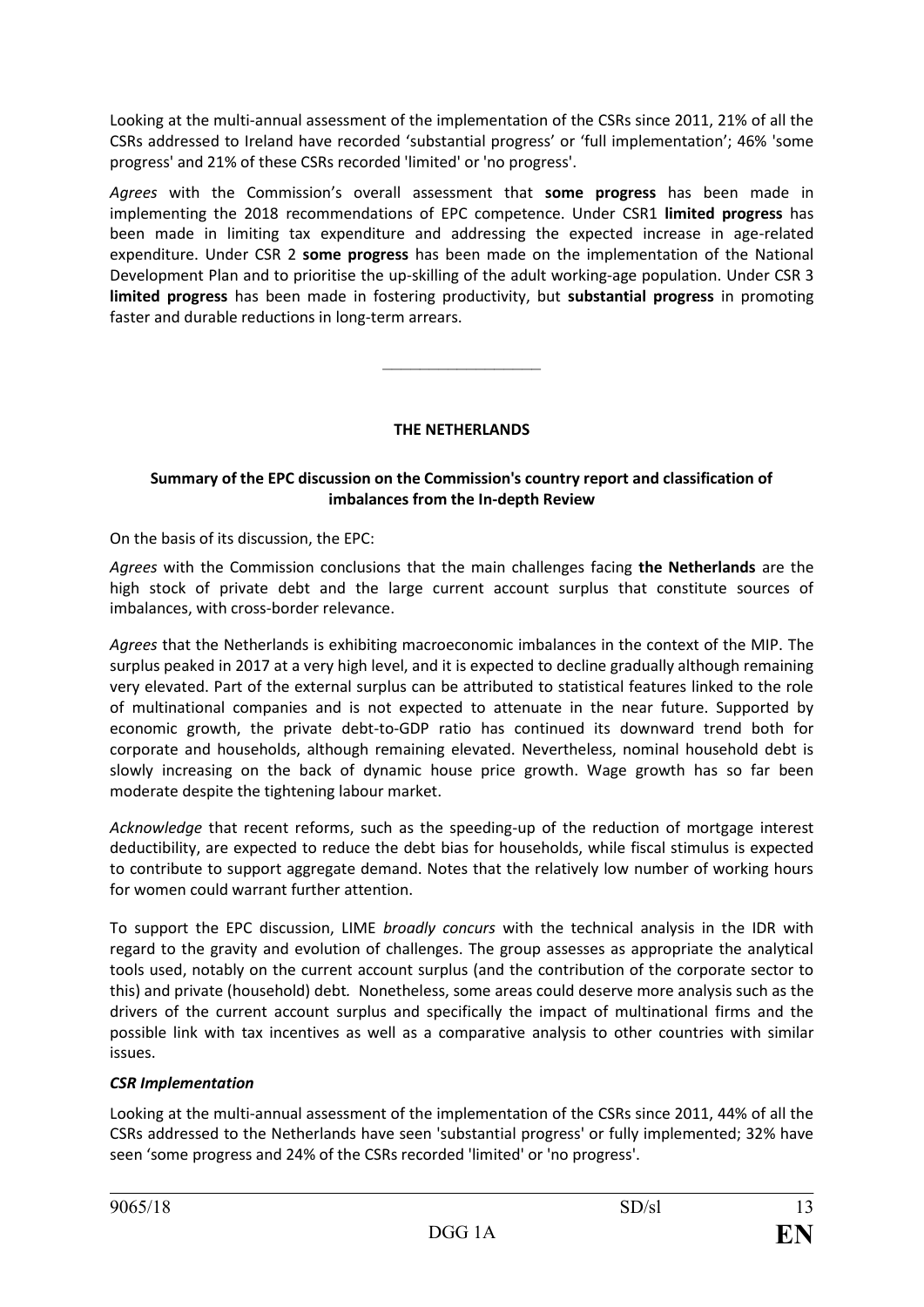Looking at the multi-annual assessment of the implementation of the CSRs since 2011, 21% of all the CSRs addressed to Ireland have recorded 'substantial progress' or 'full implementation'; 46% 'some progress' and 21% of these CSRs recorded 'limited' or 'no progress'.

*Agrees* with the Commission's overall assessment that **some progress** has been made in implementing the 2018 recommendations of EPC competence. Under CSR1 **limited progress** has been made in limiting tax expenditure and addressing the expected increase in age-related expenditure. Under CSR 2 **some progress** has been made on the implementation of the National Development Plan and to prioritise the up-skilling of the adult working-age population. Under CSR 3 **limited progress** has been made in fostering productivity, but **substantial progress** in promoting faster and durable reductions in long-term arrears.

---

## THE NETHERLANDS

### Summary of the EPC discussion on the Commission's country report and classification of imbalances from the In-depth Review

On the basis of its discussion, the EPC:

*Agrees* with the Commission conclusions that the main challenges facing **the Netherlands** are the high stock of private debt and the large current account surplus that constitute sources of imbalances, with cross-border relevance.

*Agrees* that the Netherlands is exhibiting macroeconomic imbalances in the context of the MIP. The surplus peaked in 2017 at a very high level, and it is expected to decline gradually although remaining very elevated. Part of the external surplus can be attributed to statistical features linked to the role of multinational companies and is not expected to attenuate in the near future. Supported by economic growth, the private debt-to-GDP ratio has continued its downward trend both for corporate and households, although remaining elevated. Nevertheless, nominal household debt is slowly increasing on the back of dynamic house price growth. Wage growth has so far been moderate despite the tightening labour market.

*Acknowledge* that recent reforms, such as the speeding-up of the reduction of mortgage interest deductibility, are expected to reduce the debt bias for households, while fiscal stimulus is expected to contribute to support aggregate demand. Notes that the relatively low number of working hours for women could warrant further attention.

To support the EPC discussion, LIME *broadly concurs* with the technical analysis in the IDR with regard to the gravity and evolution of challenges. The group assesses as appropriate the analytical tools used, notably on the current account surplus (and the contribution of the corporate sector to this) and private (household) debt. Nonetheless, some areas could deserve more analysis such as the drivers of the current account surplus and specifically the impact of multinational firms and the possible link with tax incentives as well as a comparative analysis to other countries with similar issues.

### *CSR Implementation*

Looking at the multi-annual assessment of the implementation of the CSRs since 2011, 44% of all the CSRs addressed to the Netherlands have seen 'substantial progress' or fully implemented; 32% have seen 'some progress and 24% of the CSRs recorded 'limited' or 'no progress'.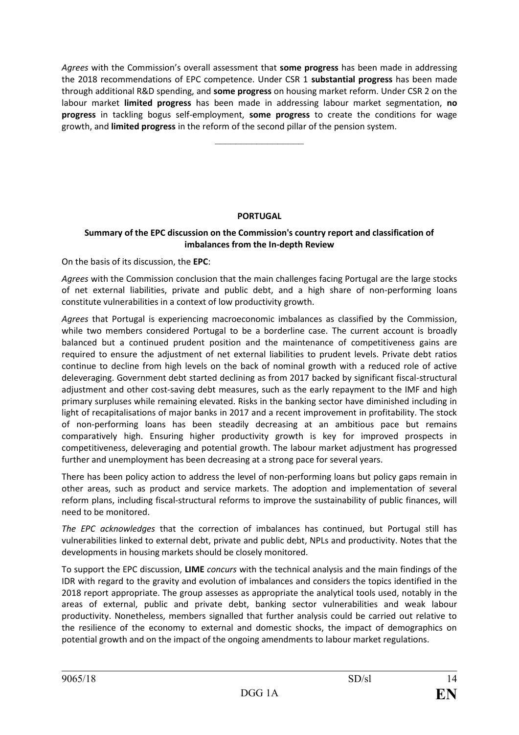*Agrees* with the Commission's overall assessment that **some progress** has been made in addressing the 2018 recommendations of EPC competence. Under CSR 1 **substantial progress** has been made through additional R&D spending, and **some progress** on housing market reform. Under CSR 2 on the labour market **limited progress** has been made in addressing labour market segmentation, **no progress** in tackling bogus self-employment, **some progress** to create the conditions for wage growth, and **limited progress** in the reform of the second pillar of the pension system.

---

## PORTUGAL

### Summary of the EPC discussion on the Commission's country report and classification of imbalances from the In-depth Review

On the basis of its discussion, the **EPC**:

*Agrees* with the Commission conclusion that the main challenges facing Portugal are the large stocks of net external liabilities, private and public debt, and a high share of non-performing loans constitute vulnerabilities in a context of low productivity growth.

*Agrees* that Portugal is experiencing macroeconomic imbalances as classified by the Commission, while two members considered Portugal to be a borderline case. The current account is broadly balanced but a continued prudent position and the maintenance of competitiveness gains are required to ensure the adjustment of net external liabilities to prudent levels. Private debt ratios continue to decline from high levels on the back of nominal growth with a reduced role of active deleveraging. Government debt started declining as from 2017 backed by significant fiscal-structural adjustment and other cost-saving debt measures, such as the early repayment to the IMF and high primary surpluses while remaining elevated. Risks in the banking sector have diminished including in light of recapitalisations of major banks in 2017 and a recent improvement in profitability. The stock of non-performing loans has been steadily decreasing at an ambitious pace but remains comparatively high. Ensuring higher productivity growth is key for improved prospects in competitiveness, deleveraging and potential growth. The labour market adjustment has progressed further and unemployment has been decreasing at a strong pace for several years.

There has been policy action to address the level of non-performing loans but policy gaps remain in other areas, such as product and service markets. The adoption and implementation of several reform plans, including fiscal-structural reforms to improve the sustainability of public finances, will need to be monitored.

*The EPC acknowledges* that the correction of imbalances has continued, but Portugal still has vulnerabilities linked to external debt, private and public debt, NPLs and productivity. Notes that the developments in housing markets should be closely monitored.

To support the EPC discussion, **LIME** *concurs* with the technical analysis and the main findings of the IDR with regard to the gravity and evolution of imbalances and considers the topics identified in the 2018 report appropriate. The group assesses as appropriate the analytical tools used, notably in the areas of external, public and private debt, banking sector vulnerabilities and weak labour productivity. Nonetheless, members signalled that further analysis could be carried out relative to the resilience of the economy to external and domestic shocks, the impact of demographics on potential growth and on the impact of the ongoing amendments to labour market regulations.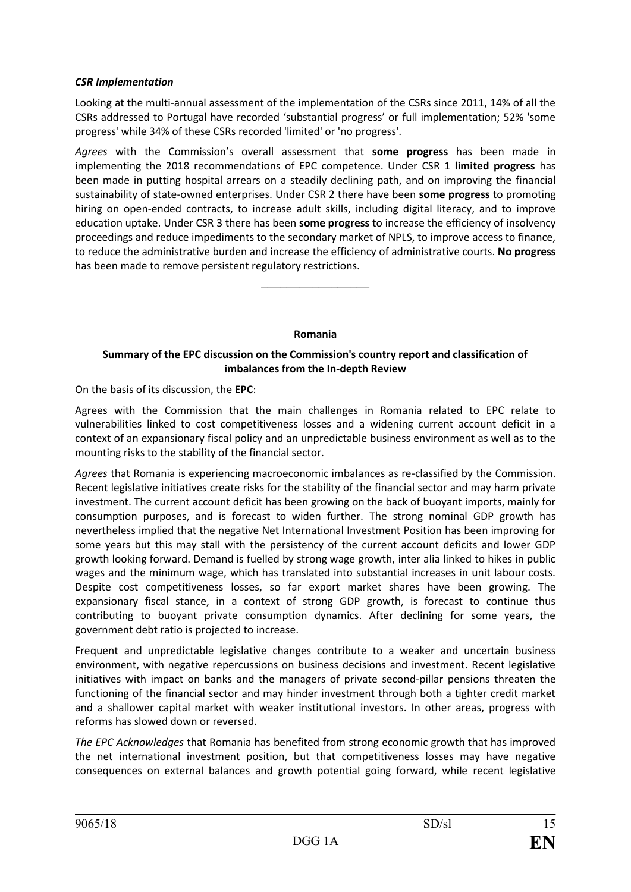***CSR Implementation***

Looking at the multi-annual assessment of the implementation of the CSRs since 2011, 14% of all the CSRs addressed to Portugal have recorded 'substantial progress' or full implementation; 52% 'some progress' while 34% of these CSRs recorded 'limited' or 'no progress'.

*Agrees* with the Commission's overall assessment that **some progress** has been made in implementing the 2018 recommendations of EPC competence. Under CSR 1 **limited progress** has been made in putting hospital arrears on a steadily declining path, and on improving the financial sustainability of state-owned enterprises. Under CSR 2 there have been **some progress** to promoting hiring on open-ended contracts, to increase adult skills, including digital literacy, and to improve education uptake. Under CSR 3 there has been **some progress** to increase the efficiency of insolvency proceedings and reduce impediments to the secondary market of NPLS, to improve access to finance, to reduce the administrative burden and increase the efficiency of administrative courts. **No progress** has been made to remove persistent regulatory restrictions.

---

**Romania**

**Summary of the EPC discussion on the Commission's country report and classification of imbalances from the In-depth Review**

On the basis of its discussion, the **EPC**:

Agrees with the Commission that the main challenges in Romania related to EPC relate to vulnerabilities linked to cost competitiveness losses and a widening current account deficit in a context of an expansionary fiscal policy and an unpredictable business environment as well as to the mounting risks to the stability of the financial sector.

*Agrees* that Romania is experiencing macroeconomic imbalances as re-classified by the Commission. Recent legislative initiatives create risks for the stability of the financial sector and may harm private investment. The current account deficit has been growing on the back of buoyant imports, mainly for consumption purposes, and is forecast to widen further. The strong nominal GDP growth has nevertheless implied that the negative Net International Investment Position has been improving for some years but this may stall with the persistency of the current account deficits and lower GDP growth looking forward. Demand is fuelled by strong wage growth, inter alia linked to hikes in public wages and the minimum wage, which has translated into substantial increases in unit labour costs. Despite cost competitiveness losses, so far export market shares have been growing. The expansionary fiscal stance, in a context of strong GDP growth, is forecast to continue thus contributing to buoyant private consumption dynamics. After declining for some years, the government debt ratio is projected to increase.

Frequent and unpredictable legislative changes contribute to a weaker and uncertain business environment, with negative repercussions on business decisions and investment. Recent legislative initiatives with impact on banks and the managers of private second-pillar pensions threaten the functioning of the financial sector and may hinder investment through both a tighter credit market and a shallower capital market with weaker institutional investors. In other areas, progress with reforms has slowed down or reversed.

*The EPC Acknowledges* that Romania has benefited from strong economic growth that has improved the net international investment position, but that competitiveness losses may have negative consequences on external balances and growth potential going forward, while recent legislative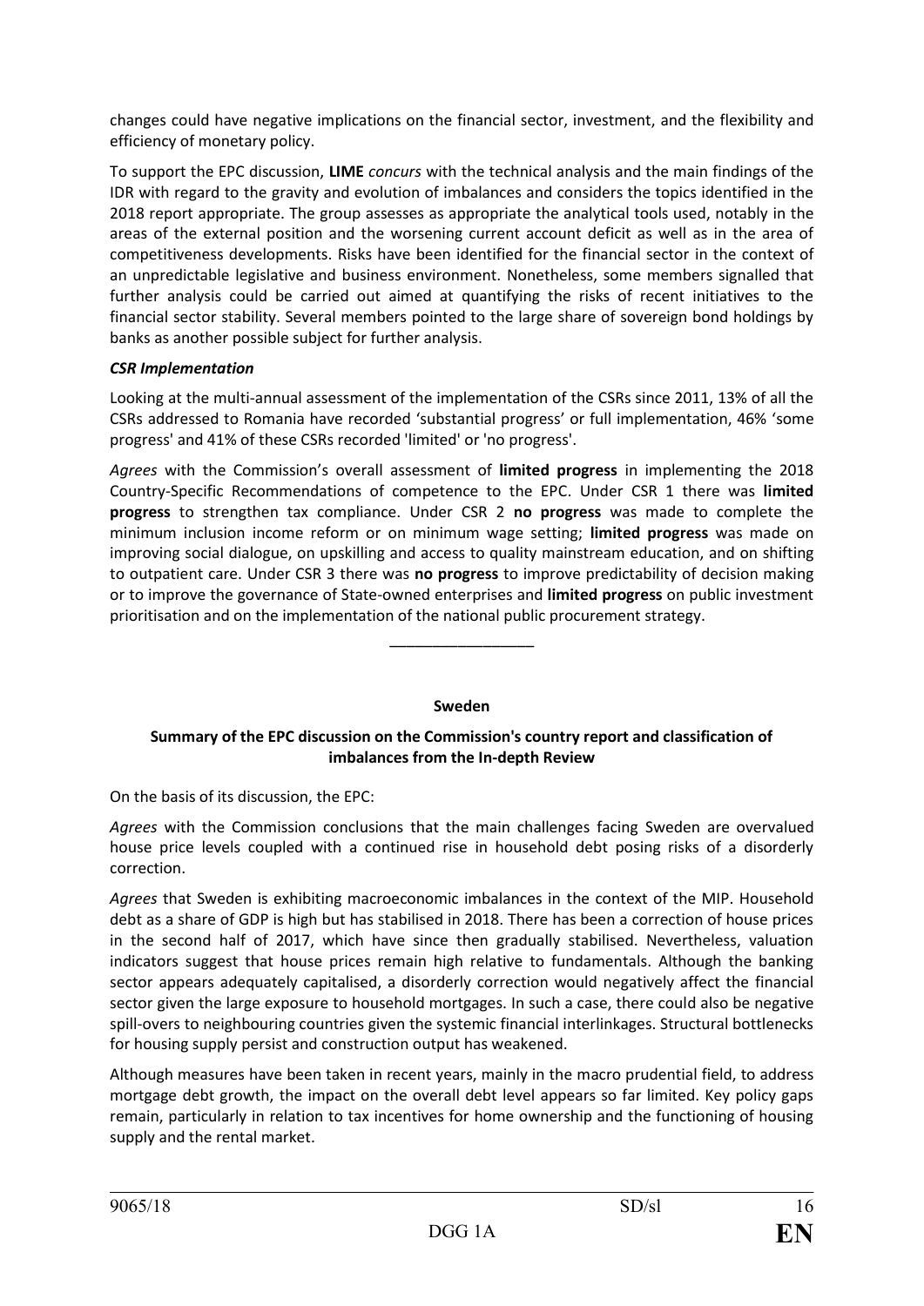changes could have negative implications on the financial sector, investment, and the flexibility and efficiency of monetary policy.

To support the EPC discussion, **LIME** *concurs* with the technical analysis and the main findings of the IDR with regard to the gravity and evolution of imbalances and considers the topics identified in the 2018 report appropriate. The group assesses as appropriate the analytical tools used, notably in the areas of the external position and the worsening current account deficit as well as in the area of competitiveness developments. Risks have been identified for the financial sector in the context of an unpredictable legislative and business environment. Nonetheless, some members signalled that further analysis could be carried out aimed at quantifying the risks of recent initiatives to the financial sector stability. Several members pointed to the large share of sovereign bond holdings by banks as another possible subject for further analysis.

***CSR Implementation***

Looking at the multi-annual assessment of the implementation of the CSRs since 2011, 13% of all the CSRs addressed to Romania have recorded 'substantial progress' or full implementation, 46% 'some progress' and 41% of these CSRs recorded 'limited' or 'no progress'.

*Agrees* with the Commission's overall assessment of **limited progress** in implementing the 2018 Country-Specific Recommendations of competence to the EPC. Under CSR 1 there was **limited progress** to strengthen tax compliance. Under CSR 2 **no progress** was made to complete the minimum inclusion income reform or on minimum wage setting; **limited progress** was made on improving social dialogue, on upskilling and access to quality mainstream education, and on shifting to outpatient care. Under CSR 3 there was **no progress** to improve predictability of decision making or to improve the governance of State-owned enterprises and **limited progress** on public investment prioritisation and on the implementation of the national public procurement strategy.

_________________

## Sweden

### Summary of the EPC discussion on the Commission's country report and classification of imbalances from the In-depth Review

On the basis of its discussion, the EPC:

*Agrees* with the Commission conclusions that the main challenges facing Sweden are overvalued house price levels coupled with a continued rise in household debt posing risks of a disorderly correction.

*Agrees* that Sweden is exhibiting macroeconomic imbalances in the context of the MIP. Household debt as a share of GDP is high but has stabilised in 2018. There has been a correction of house prices in the second half of 2017, which have since then gradually stabilised. Nevertheless, valuation indicators suggest that house prices remain high relative to fundamentals. Although the banking sector appears adequately capitalised, a disorderly correction would negatively affect the financial sector given the large exposure to household mortgages. In such a case, there could also be negative spill-overs to neighbouring countries given the systemic financial interlinkages. Structural bottlenecks for housing supply persist and construction output has weakened.

Although measures have been taken in recent years, mainly in the macro prudential field, to address mortgage debt growth, the impact on the overall debt level appears so far limited. Key policy gaps remain, particularly in relation to tax incentives for home ownership and the functioning of housing supply and the rental market.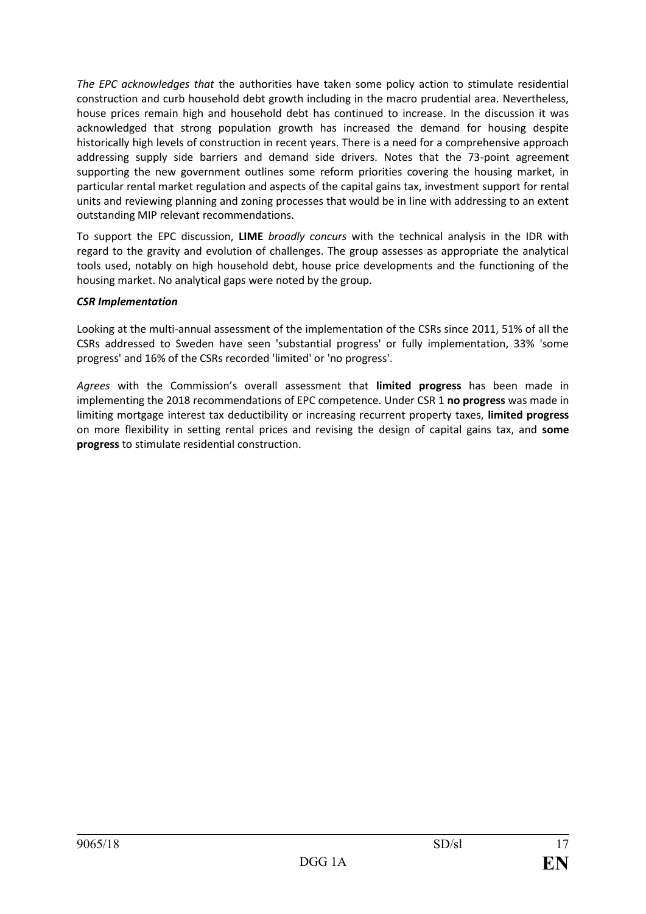*The EPC acknowledges that* the authorities have taken some policy action to stimulate residential construction and curb household debt growth including in the macro prudential area. Nevertheless, house prices remain high and household debt has continued to increase. In the discussion it was acknowledged that strong population growth has increased the demand for housing despite historically high levels of construction in recent years. There is a need for a comprehensive approach addressing supply side barriers and demand side drivers. Notes that the 73-point agreement supporting the new government outlines some reform priorities covering the housing market, in particular rental market regulation and aspects of the capital gains tax, investment support for rental units and reviewing planning and zoning processes that would be in line with addressing to an extent outstanding MIP relevant recommendations.

To support the EPC discussion, **LIME** *broadly concurs* with the technical analysis in the IDR with regard to the gravity and evolution of challenges. The group assesses as appropriate the analytical tools used, notably on high household debt, house price developments and the functioning of the housing market. No analytical gaps were noted by the group.

***CSR Implementation***

Looking at the multi-annual assessment of the implementation of the CSRs since 2011, 51% of all the CSRs addressed to Sweden have seen 'substantial progress' or fully implementation, 33% 'some progress' and 16% of the CSRs recorded 'limited' or 'no progress'.

*Agrees* with the Commission's overall assessment that **limited progress** has been made in implementing the 2018 recommendations of EPC competence. Under CSR 1 **no progress** was made in limiting mortgage interest tax deductibility or increasing recurrent property taxes, **limited progress** on more flexibility in setting rental prices and revising the design of capital gains tax, and **some progress** to stimulate residential construction.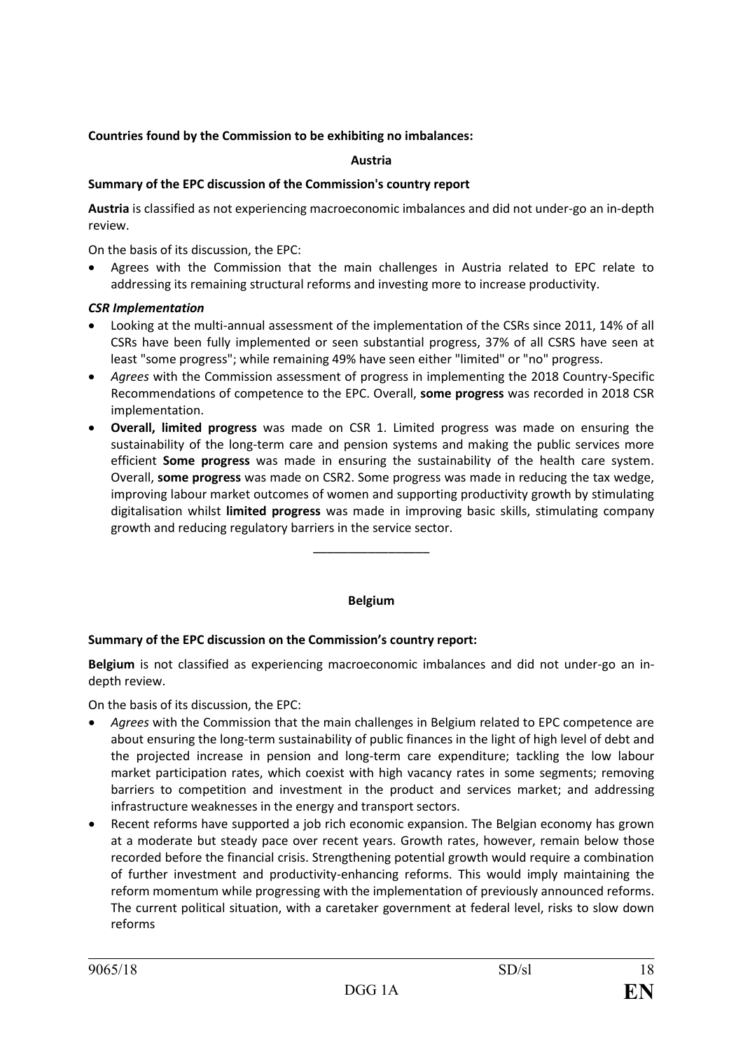**Countries found by the Commission to be exhibiting no imbalances:**

**Austria**

**Summary of the EPC discussion of the Commission's country report**

**Austria** is classified as not experiencing macroeconomic imbalances and did not under-go an in-depth review.

On the basis of its discussion, the EPC:

- Agrees with the Commission that the main challenges in Austria related to EPC relate to addressing its remaining structural reforms and investing more to increase productivity.

***CSR Implementation***

- Looking at the multi-annual assessment of the implementation of the CSRs since 2011, 14% of all CSRs have been fully implemented or seen substantial progress, 37% of all CSRS have seen at least "some progress"; while remaining 49% have seen either "limited" or "no" progress.
- *Agrees* with the Commission assessment of progress in implementing the 2018 Country-Specific Recommendations of competence to the EPC. Overall, **some progress** was recorded in 2018 CSR implementation.
- **Overall, limited progress** was made on CSR 1. Limited progress was made on ensuring the sustainability of the long-term care and pension systems and making the public services more efficient **Some progress** was made in ensuring the sustainability of the health care system. Overall, **some progress** was made on CSR2. Some progress was made in reducing the tax wedge, improving labour market outcomes of women and supporting productivity growth by stimulating digitalisation whilst **limited progress** was made in improving basic skills, stimulating company growth and reducing regulatory barriers in the service sector.

---

**Belgium**

**Summary of the EPC discussion on the Commission's country report:**

**Belgium** is not classified as experiencing macroeconomic imbalances and did not under-go an in-depth review.

On the basis of its discussion, the EPC:

- *Agrees* with the Commission that the main challenges in Belgium related to EPC competence are about ensuring the long-term sustainability of public finances in the light of high level of debt and the projected increase in pension and long-term care expenditure; tackling the low labour market participation rates, which coexist with high vacancy rates in some segments; removing barriers to competition and investment in the product and services market; and addressing infrastructure weaknesses in the energy and transport sectors.
- Recent reforms have supported a job rich economic expansion. The Belgian economy has grown at a moderate but steady pace over recent years. Growth rates, however, remain below those recorded before the financial crisis. Strengthening potential growth would require a combination of further investment and productivity-enhancing reforms. This would imply maintaining the reform momentum while progressing with the implementation of previously announced reforms. The current political situation, with a caretaker government at federal level, risks to slow down reforms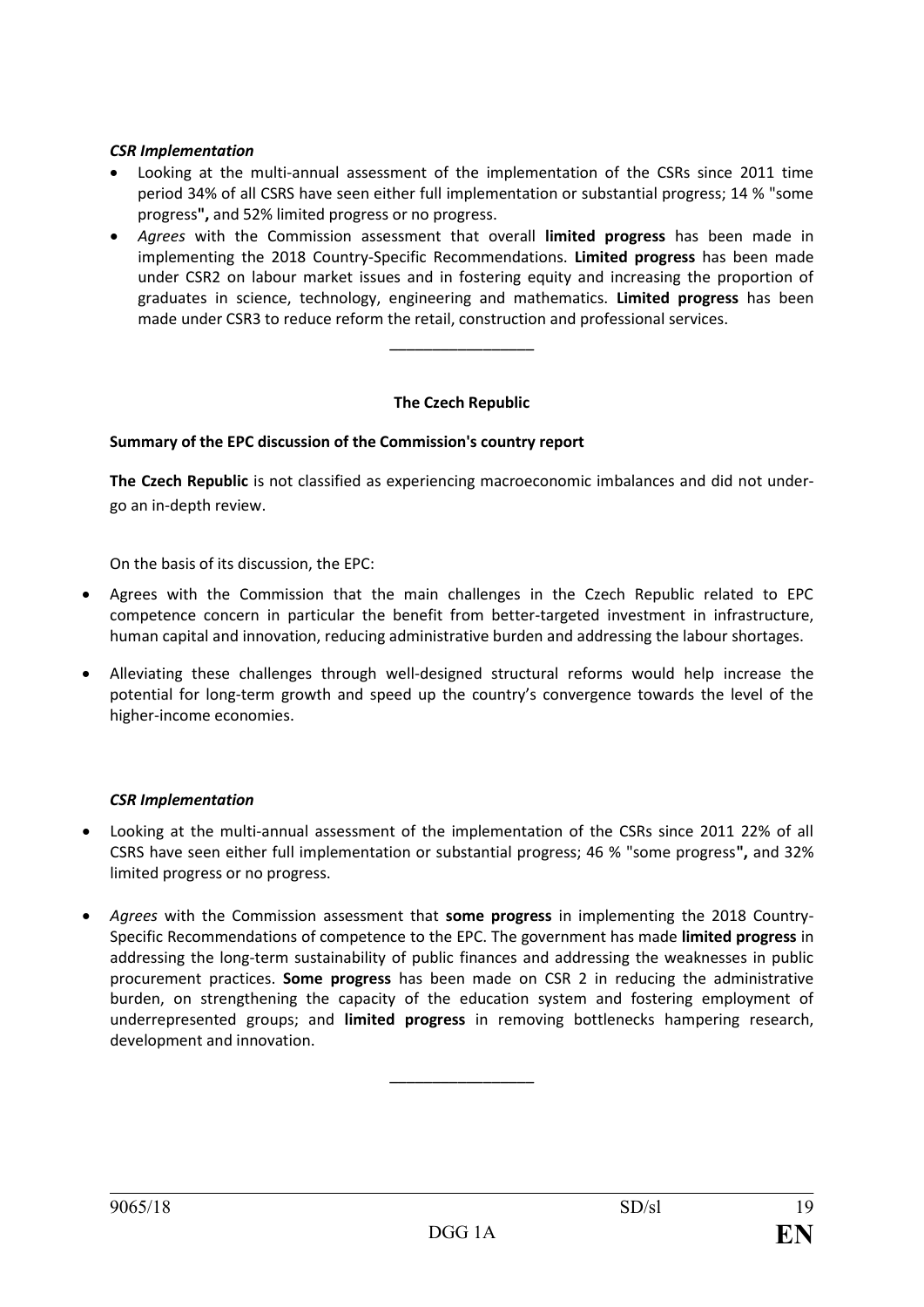***CSR Implementation***

- Looking at the multi-annual assessment of the implementation of the CSRs since 2011 time period 34% of all CSRS have seen either full implementation or substantial progress; 14 % "some progress**",** and 52% limited progress or no progress.
- *Agrees* with the Commission assessment that overall **limited progress** has been made in implementing the 2018 Country-Specific Recommendations. **Limited progress** has been made under CSR2 on labour market issues and in fostering equity and increasing the proportion of graduates in science, technology, engineering and mathematics. **Limited progress** has been made under CSR3 to reduce reform the retail, construction and professional services.

\_\_\_\_\_\_\_\_\_\_\_\_\_\_\_\_\_

**The Czech Republic**

**Summary of the EPC discussion of the Commission's country report**

**The Czech Republic** is not classified as experiencing macroeconomic imbalances and did not undergo an in-depth review.

On the basis of its discussion, the EPC:

- Agrees with the Commission that the main challenges in the Czech Republic related to EPC competence concern in particular the benefit from better-targeted investment in infrastructure, human capital and innovation, reducing administrative burden and addressing the labour shortages.
- Alleviating these challenges through well-designed structural reforms would help increase the potential for long-term growth and speed up the country's convergence towards the level of the higher-income economies.

***CSR Implementation***

- Looking at the multi-annual assessment of the implementation of the CSRs since 2011 22% of all CSRS have seen either full implementation or substantial progress; 46 % "some progress**",** and 32% limited progress or no progress.
- *Agrees* with the Commission assessment that **some progress** in implementing the 2018 Country-Specific Recommendations of competence to the EPC. The government has made **limited progress** in addressing the long-term sustainability of public finances and addressing the weaknesses in public procurement practices. **Some progress** has been made on CSR 2 in reducing the administrative burden, on strengthening the capacity of the education system and fostering employment of underrepresented groups; and **limited progress** in removing bottlenecks hampering research, development and innovation.

\_\_\_\_\_\_\_\_\_\_\_\_\_\_\_\_\_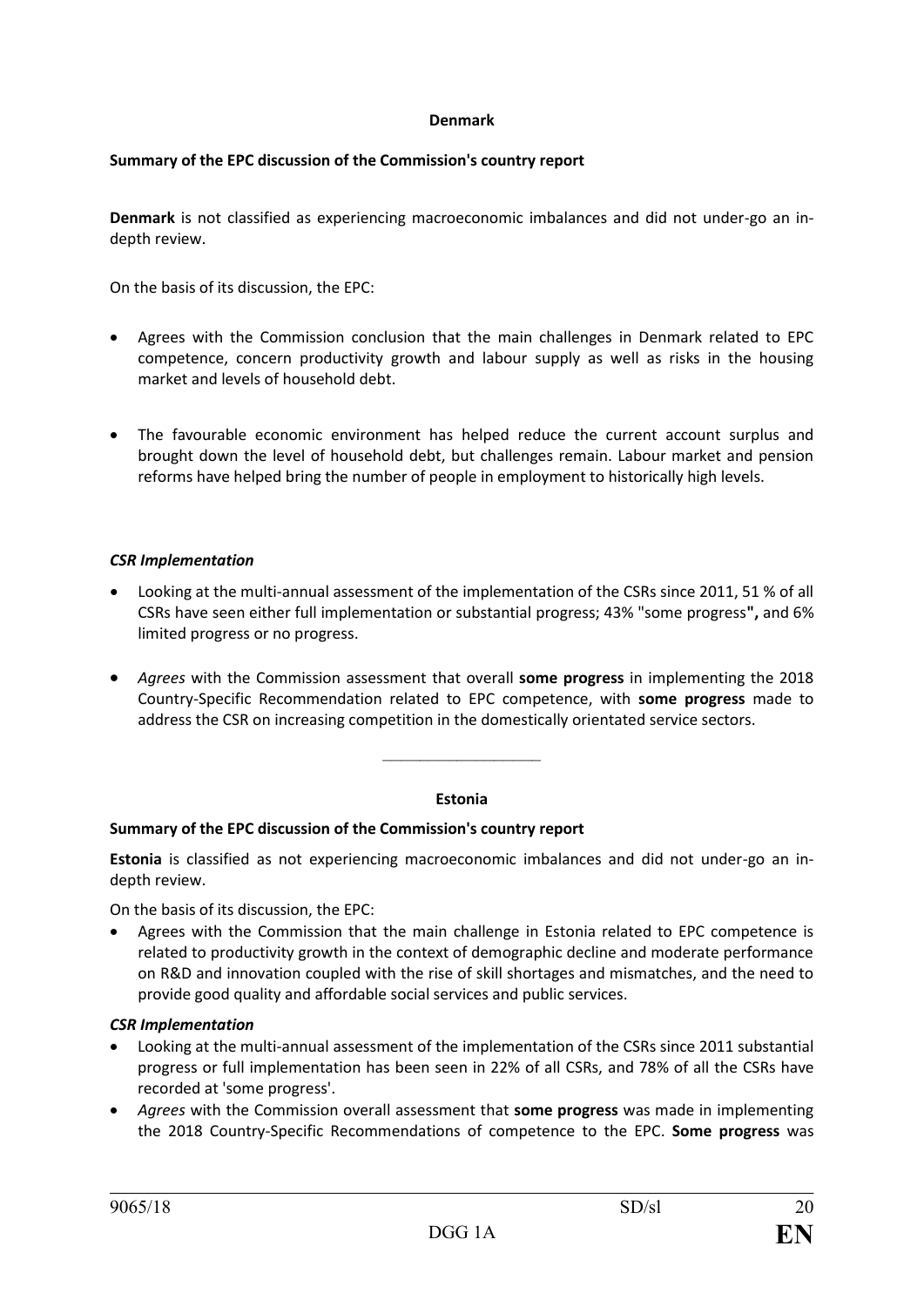**Denmark**

**Summary of the EPC discussion of the Commission's country report**

**Denmark** is not classified as experiencing macroeconomic imbalances and did not under-go an in-depth review.

On the basis of its discussion, the EPC:

- Agrees with the Commission conclusion that the main challenges in Denmark related to EPC competence, concern productivity growth and labour supply as well as risks in the housing market and levels of household debt.

- The favourable economic environment has helped reduce the current account surplus and brought down the level of household debt, but challenges remain. Labour market and pension reforms have helped bring the number of people in employment to historically high levels.

***CSR Implementation***

- Looking at the multi-annual assessment of the implementation of the CSRs since 2011, 51 % of all CSRs have seen either full implementation or substantial progress; 43% "some progress**",** and 6% limited progress or no progress.

- *Agrees* with the Commission assessment that overall **some progress** in implementing the 2018 Country-Specific Recommendation related to EPC competence, with **some progress** made to address the CSR on increasing competition in the domestically orientated service sectors.

---

**Estonia**

**Summary of the EPC discussion of the Commission's country report**

**Estonia** is classified as not experiencing macroeconomic imbalances and did not under-go an in-depth review.

On the basis of its discussion, the EPC:

- Agrees with the Commission that the main challenge in Estonia related to EPC competence is related to productivity growth in the context of demographic decline and moderate performance on R&D and innovation coupled with the rise of skill shortages and mismatches, and the need to provide good quality and affordable social services and public services.

***CSR Implementation***

- Looking at the multi-annual assessment of the implementation of the CSRs since 2011 substantial progress or full implementation has been seen in 22% of all CSRs, and 78% of all the CSRs have recorded at 'some progress'.
- *Agrees* with the Commission overall assessment that **some progress** was made in implementing the 2018 Country-Specific Recommendations of competence to the EPC. **Some progress** was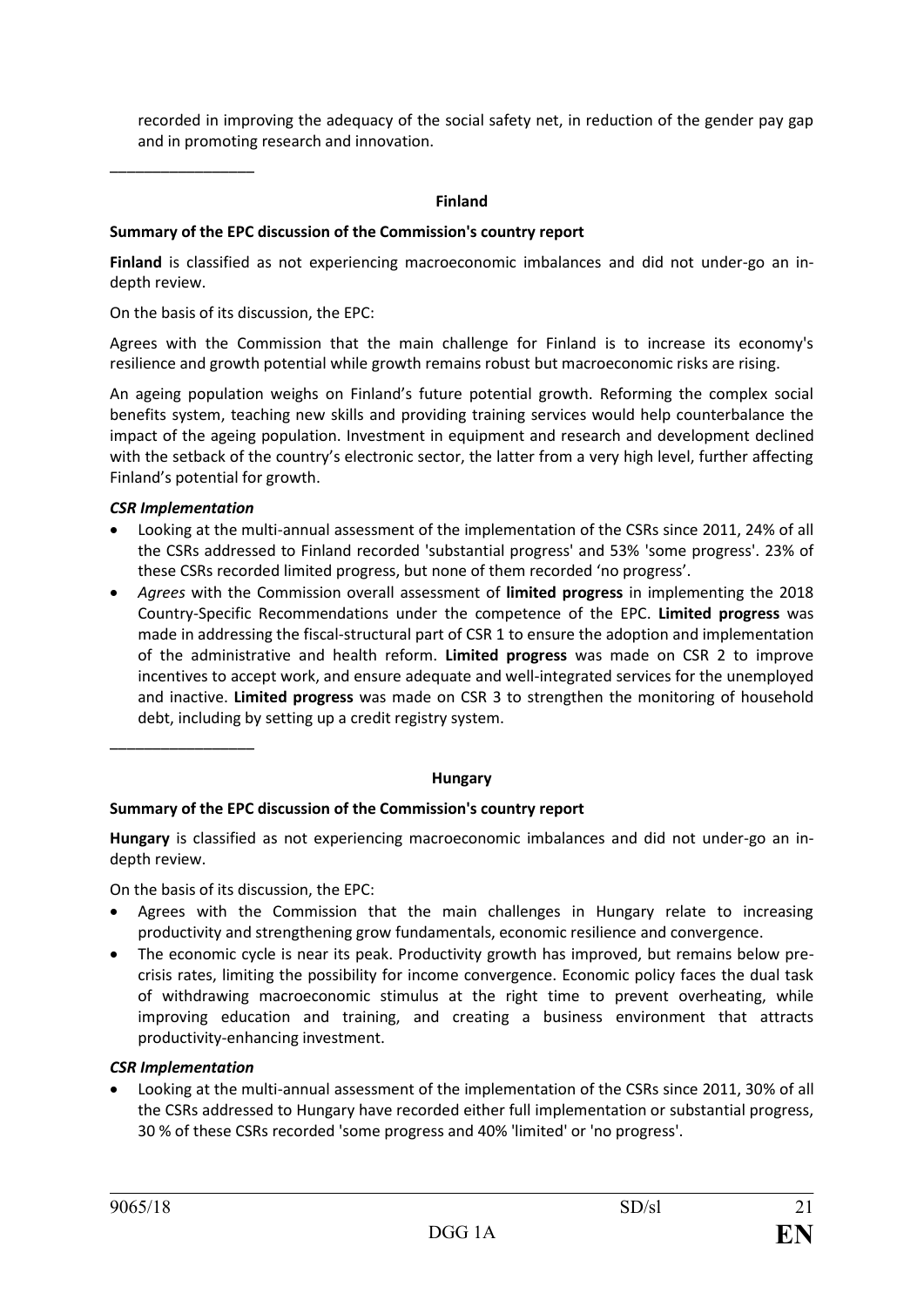recorded in improving the adequacy of the social safety net, in reduction of the gender pay gap and in promoting research and innovation.

\_\_\_\_\_\_\_\_\_\_\_\_\_\_\_\_\_

## Finland

**Summary of the EPC discussion of the Commission's country report**

**Finland** is classified as not experiencing macroeconomic imbalances and did not under-go an in-depth review.

On the basis of its discussion, the EPC:

Agrees with the Commission that the main challenge for Finland is to increase its economy's resilience and growth potential while growth remains robust but macroeconomic risks are rising.

An ageing population weighs on Finland's future potential growth. Reforming the complex social benefits system, teaching new skills and providing training services would help counterbalance the impact of the ageing population. Investment in equipment and research and development declined with the setback of the country's electronic sector, the latter from a very high level, further affecting Finland's potential for growth.

***CSR Implementation***

- Looking at the multi-annual assessment of the implementation of the CSRs since 2011, 24% of all the CSRs addressed to Finland recorded 'substantial progress' and 53% 'some progress'. 23% of these CSRs recorded limited progress, but none of them recorded 'no progress'.
- *Agrees* with the Commission overall assessment of **limited progress** in implementing the 2018 Country-Specific Recommendations under the competence of the EPC. **Limited progress** was made in addressing the fiscal-structural part of CSR 1 to ensure the adoption and implementation of the administrative and health reform. **Limited progress** was made on CSR 2 to improve incentives to accept work, and ensure adequate and well-integrated services for the unemployed and inactive. **Limited progress** was made on CSR 3 to strengthen the monitoring of household debt, including by setting up a credit registry system.

\_\_\_\_\_\_\_\_\_\_\_\_\_\_\_\_\_

## Hungary

**Summary of the EPC discussion of the Commission's country report**

**Hungary** is classified as not experiencing macroeconomic imbalances and did not under-go an in-depth review.

On the basis of its discussion, the EPC:

- Agrees with the Commission that the main challenges in Hungary relate to increasing productivity and strengthening grow fundamentals, economic resilience and convergence.
- The economic cycle is near its peak. Productivity growth has improved, but remains below pre-crisis rates, limiting the possibility for income convergence. Economic policy faces the dual task of withdrawing macroeconomic stimulus at the right time to prevent overheating, while improving education and training, and creating a business environment that attracts productivity-enhancing investment.

***CSR Implementation***

- Looking at the multi-annual assessment of the implementation of the CSRs since 2011, 30% of all the CSRs addressed to Hungary have recorded either full implementation or substantial progress, 30 % of these CSRs recorded 'some progress and 40% 'limited' or 'no progress'.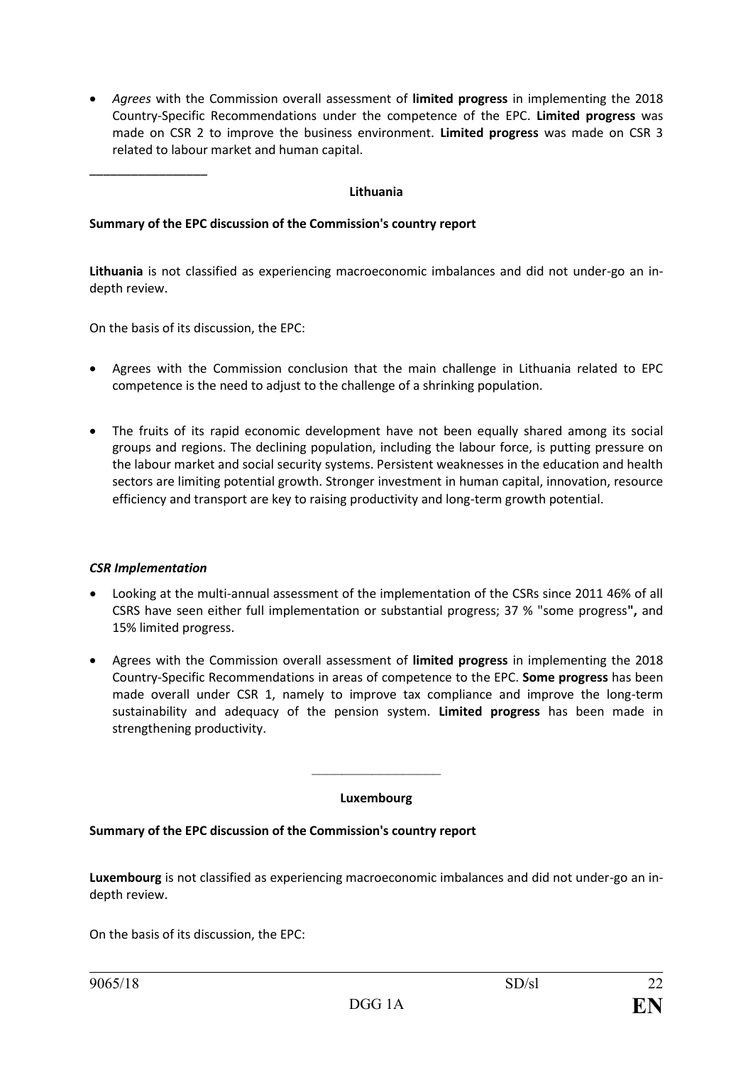- *Agrees* with the Commission overall assessment of **limited progress** in implementing the 2018 Country-Specific Recommendations under the competence of the EPC. **Limited progress** was made on CSR 2 to improve the business environment. **Limited progress** was made on CSR 3 related to labour market and human capital.

---

**Lithuania**

**Summary of the EPC discussion of the Commission's country report**

**Lithuania** is not classified as experiencing macroeconomic imbalances and did not under-go an in-depth review.

On the basis of its discussion, the EPC:

- Agrees with the Commission conclusion that the main challenge in Lithuania related to EPC competence is the need to adjust to the challenge of a shrinking population.

- The fruits of its rapid economic development have not been equally shared among its social groups and regions. The declining population, including the labour force, is putting pressure on the labour market and social security systems. Persistent weaknesses in the education and health sectors are limiting potential growth. Stronger investment in human capital, innovation, resource efficiency and transport are key to raising productivity and long-term growth potential.

***CSR Implementation***

- Looking at the multi-annual assessment of the implementation of the CSRs since 2011 46% of all CSRS have seen either full implementation or substantial progress; 37 % "some progress**",** and 15% limited progress.

- Agrees with the Commission overall assessment of **limited progress** in implementing the 2018 Country-Specific Recommendations in areas of competence to the EPC. **Some progress** has been made overall under CSR 1, namely to improve tax compliance and improve the long-term sustainability and adequacy of the pension system. **Limited progress** has been made in strengthening productivity.

---

**Luxembourg**

**Summary of the EPC discussion of the Commission's country report**

**Luxembourg** is not classified as experiencing macroeconomic imbalances and did not under-go an in-depth review.

On the basis of its discussion, the EPC: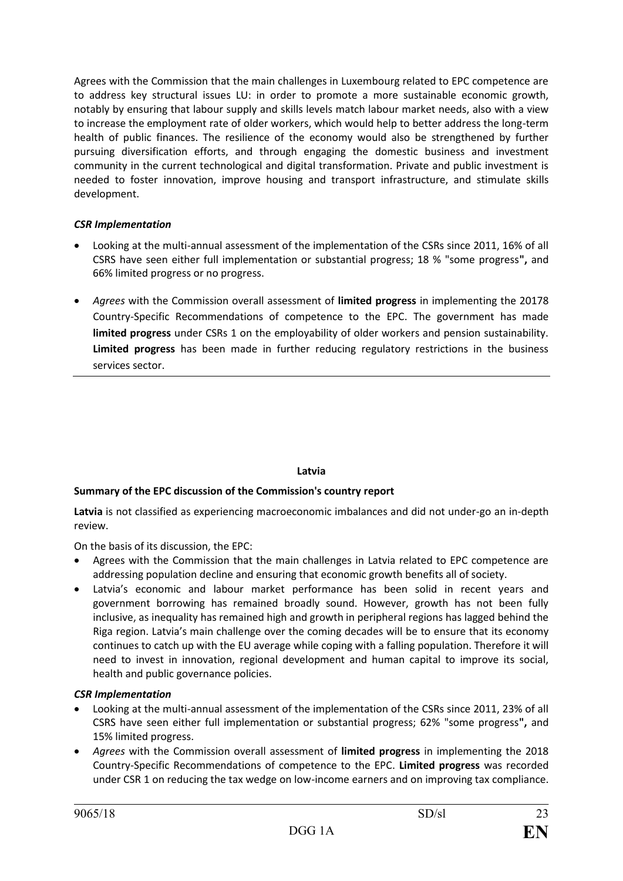Agrees with the Commission that the main challenges in Luxembourg related to EPC competence are to address key structural issues LU: in order to promote a more sustainable economic growth, notably by ensuring that labour supply and skills levels match labour market needs, also with a view to increase the employment rate of older workers, which would help to better address the long-term health of public finances. The resilience of the economy would also be strengthened by further pursuing diversification efforts, and through engaging the domestic business and investment community in the current technological and digital transformation. Private and public investment is needed to foster innovation, improve housing and transport infrastructure, and stimulate skills development.

***CSR Implementation***

- Looking at the multi-annual assessment of the implementation of the CSRs since 2011, 16% of all CSRS have seen either full implementation or substantial progress; 18 % "some progress**",** and 66% limited progress or no progress.
- *Agrees* with the Commission overall assessment of **limited progress** in implementing the 20178 Country-Specific Recommendations of competence to the EPC. The government has made **limited progress** under CSRs 1 on the employability of older workers and pension sustainability. **Limited progress** has been made in further reducing regulatory restrictions in the business services sector.

**Latvia**

**Summary of the EPC discussion of the Commission's country report**

**Latvia** is not classified as experiencing macroeconomic imbalances and did not under-go an in-depth review.

On the basis of its discussion, the EPC:

- Agrees with the Commission that the main challenges in Latvia related to EPC competence are addressing population decline and ensuring that economic growth benefits all of society.
- Latvia's economic and labour market performance has been solid in recent years and government borrowing has remained broadly sound. However, growth has not been fully inclusive, as inequality has remained high and growth in peripheral regions has lagged behind the Riga region. Latvia's main challenge over the coming decades will be to ensure that its economy continues to catch up with the EU average while coping with a falling population. Therefore it will need to invest in innovation, regional development and human capital to improve its social, health and public governance policies.

***CSR Implementation***

- Looking at the multi-annual assessment of the implementation of the CSRs since 2011, 23% of all CSRS have seen either full implementation or substantial progress; 62% "some progress**",** and 15% limited progress.
- *Agrees* with the Commission overall assessment of **limited progress** in implementing the 2018 Country-Specific Recommendations of competence to the EPC. **Limited progress** was recorded under CSR 1 on reducing the tax wedge on low-income earners and on improving tax compliance.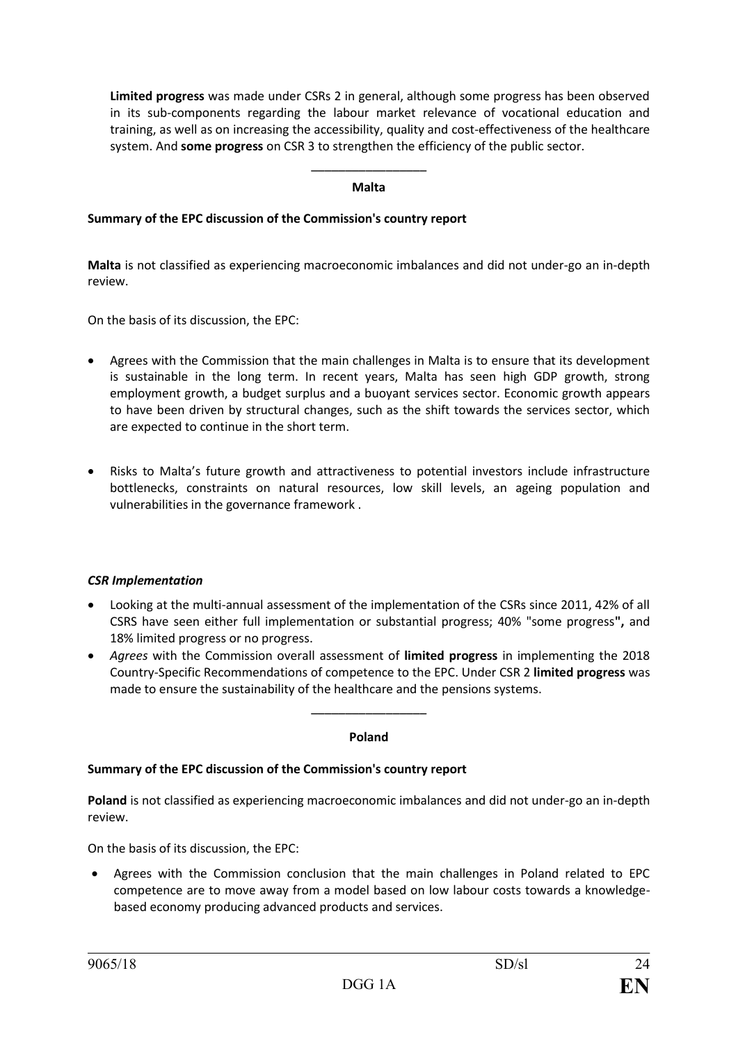**Limited progress** was made under CSRs 2 in general, although some progress has been observed in its sub-components regarding the labour market relevance of vocational education and training, as well as on increasing the accessibility, quality and cost-effectiveness of the healthcare system. And **some progress** on CSR 3 to strengthen the efficiency of the public sector.

\_\_\_\_\_\_\_\_\_\_\_\_\_\_\_\_\_\_

**Malta**

**Summary of the EPC discussion of the Commission's country report**

**Malta** is not classified as experiencing macroeconomic imbalances and did not under-go an in-depth review.

On the basis of its discussion, the EPC:

- Agrees with the Commission that the main challenges in Malta is to ensure that its development is sustainable in the long term. In recent years, Malta has seen high GDP growth, strong employment growth, a budget surplus and a buoyant services sector. Economic growth appears to have been driven by structural changes, such as the shift towards the services sector, which are expected to continue in the short term.
- Risks to Malta's future growth and attractiveness to potential investors include infrastructure bottlenecks, constraints on natural resources, low skill levels, an ageing population and vulnerabilities in the governance framework .

***CSR Implementation***

- Looking at the multi-annual assessment of the implementation of the CSRs since 2011, 42% of all CSRS have seen either full implementation or substantial progress; 40% "some progress**",** and 18% limited progress or no progress.
- *Agrees* with the Commission overall assessment of **limited progress** in implementing the 2018 Country-Specific Recommendations of competence to the EPC. Under CSR 2 **limited progress** was made to ensure the sustainability of the healthcare and the pensions systems.

\_\_\_\_\_\_\_\_\_\_\_\_\_\_\_\_\_\_

**Poland**

**Summary of the EPC discussion of the Commission's country report**

**Poland** is not classified as experiencing macroeconomic imbalances and did not under-go an in-depth review.

On the basis of its discussion, the EPC:

- Agrees with the Commission conclusion that the main challenges in Poland related to EPC competence are to move away from a model based on low labour costs towards a knowledge-based economy producing advanced products and services.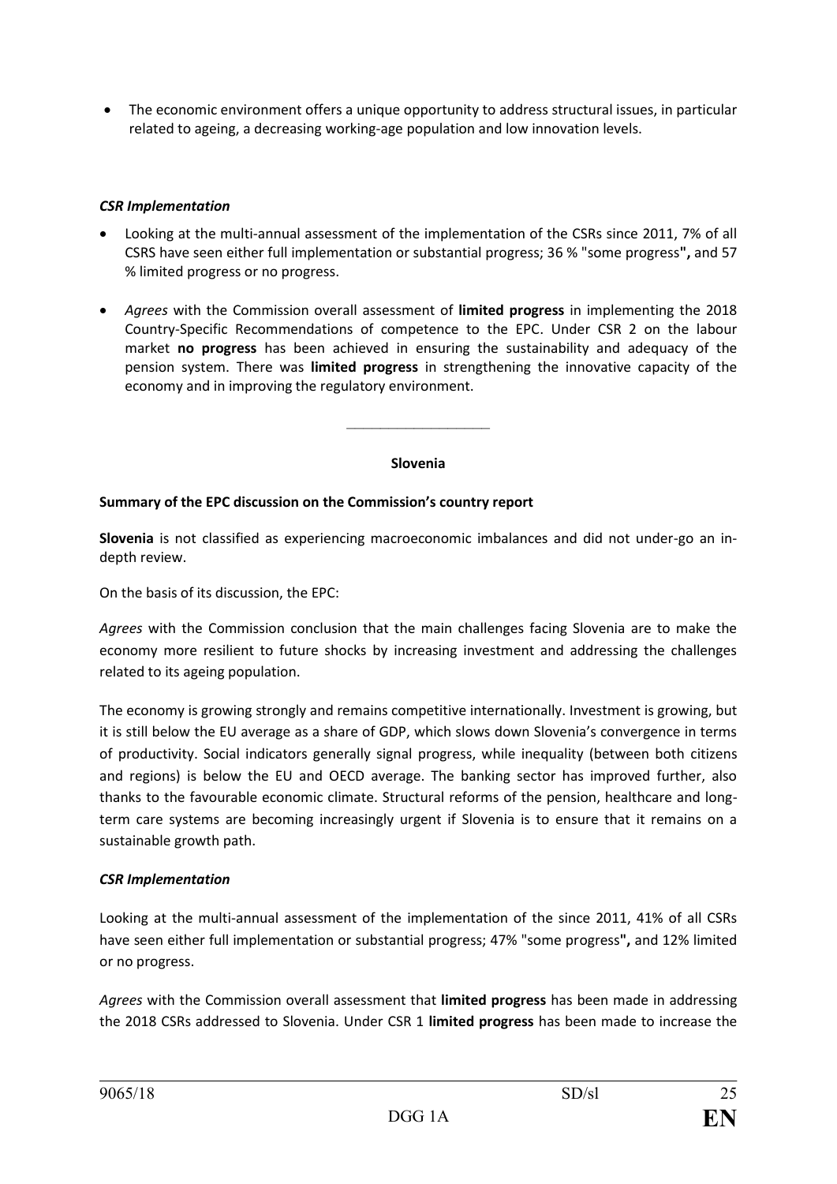- The economic environment offers a unique opportunity to address structural issues, in particular related to ageing, a decreasing working-age population and low innovation levels.

***CSR Implementation***

- Looking at the multi-annual assessment of the implementation of the CSRs since 2011, 7% of all CSRS have seen either full implementation or substantial progress; 36 % "some progress**",** and 57 % limited progress or no progress.
- *Agrees* with the Commission overall assessment of **limited progress** in implementing the 2018 Country-Specific Recommendations of competence to the EPC. Under CSR 2 on the labour market **no progress** has been achieved in ensuring the sustainability and adequacy of the pension system. There was **limited progress** in strengthening the innovative capacity of the economy and in improving the regulatory environment.

---

**Slovenia**

**Summary of the EPC discussion on the Commission's country report**

**Slovenia** is not classified as experiencing macroeconomic imbalances and did not under-go an in-depth review.

On the basis of its discussion, the EPC:

*Agrees* with the Commission conclusion that the main challenges facing Slovenia are to make the economy more resilient to future shocks by increasing investment and addressing the challenges related to its ageing population.

The economy is growing strongly and remains competitive internationally. Investment is growing, but it is still below the EU average as a share of GDP, which slows down Slovenia's convergence in terms of productivity. Social indicators generally signal progress, while inequality (between both citizens and regions) is below the EU and OECD average. The banking sector has improved further, also thanks to the favourable economic climate. Structural reforms of the pension, healthcare and long-term care systems are becoming increasingly urgent if Slovenia is to ensure that it remains on a sustainable growth path.

***CSR Implementation***

Looking at the multi-annual assessment of the implementation of the since 2011, 41% of all CSRs have seen either full implementation or substantial progress; 47% "some progress**",** and 12% limited or no progress.

*Agrees* with the Commission overall assessment that **limited progress** has been made in addressing the 2018 CSRs addressed to Slovenia. Under CSR 1 **limited progress** has been made to increase the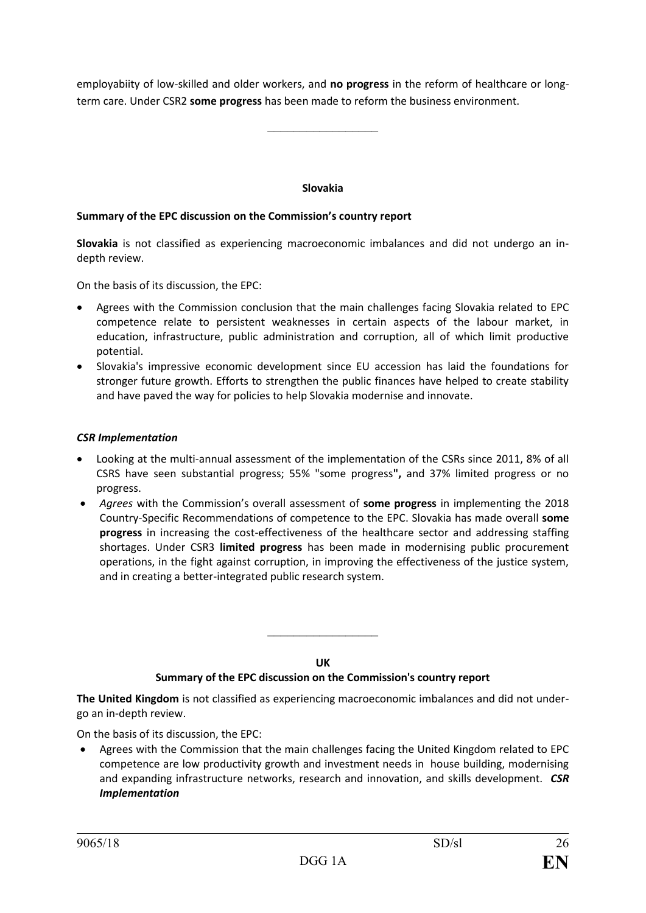employabiity of low-skilled and older workers, and **no progress** in the reform of healthcare or long-term care. Under CSR2 **some progress** has been made to reform the business environment.

---

**Slovakia**

**Summary of the EPC discussion on the Commission's country report**

**Slovakia** is not classified as experiencing macroeconomic imbalances and did not undergo an in-depth review.

On the basis of its discussion, the EPC:

- Agrees with the Commission conclusion that the main challenges facing Slovakia related to EPC competence relate to persistent weaknesses in certain aspects of the labour market, in education, infrastructure, public administration and corruption, all of which limit productive potential.
- Slovakia's impressive economic development since EU accession has laid the foundations for stronger future growth. Efforts to strengthen the public finances have helped to create stability and have paved the way for policies to help Slovakia modernise and innovate.

***CSR Implementation***

- Looking at the multi-annual assessment of the implementation of the CSRs since 2011, 8% of all CSRS have seen substantial progress; 55% "some progress**",** and 37% limited progress or no progress.
- *Agrees* with the Commission's overall assessment of **some progress** in implementing the 2018 Country-Specific Recommendations of competence to the EPC. Slovakia has made overall **some progress** in increasing the cost-effectiveness of the healthcare sector and addressing staffing shortages. Under CSR3 **limited progress** has been made in modernising public procurement operations, in the fight against corruption, in improving the effectiveness of the justice system, and in creating a better-integrated public research system.

---

**UK**

**Summary of the EPC discussion on the Commission's country report**

**The United Kingdom** is not classified as experiencing macroeconomic imbalances and did not undergo an in-depth review.

On the basis of its discussion, the EPC:

- Agrees with the Commission that the main challenges facing the United Kingdom related to EPC competence are low productivity growth and investment needs in house building, modernising and expanding infrastructure networks, research and innovation, and skills development. ***CSR Implementation***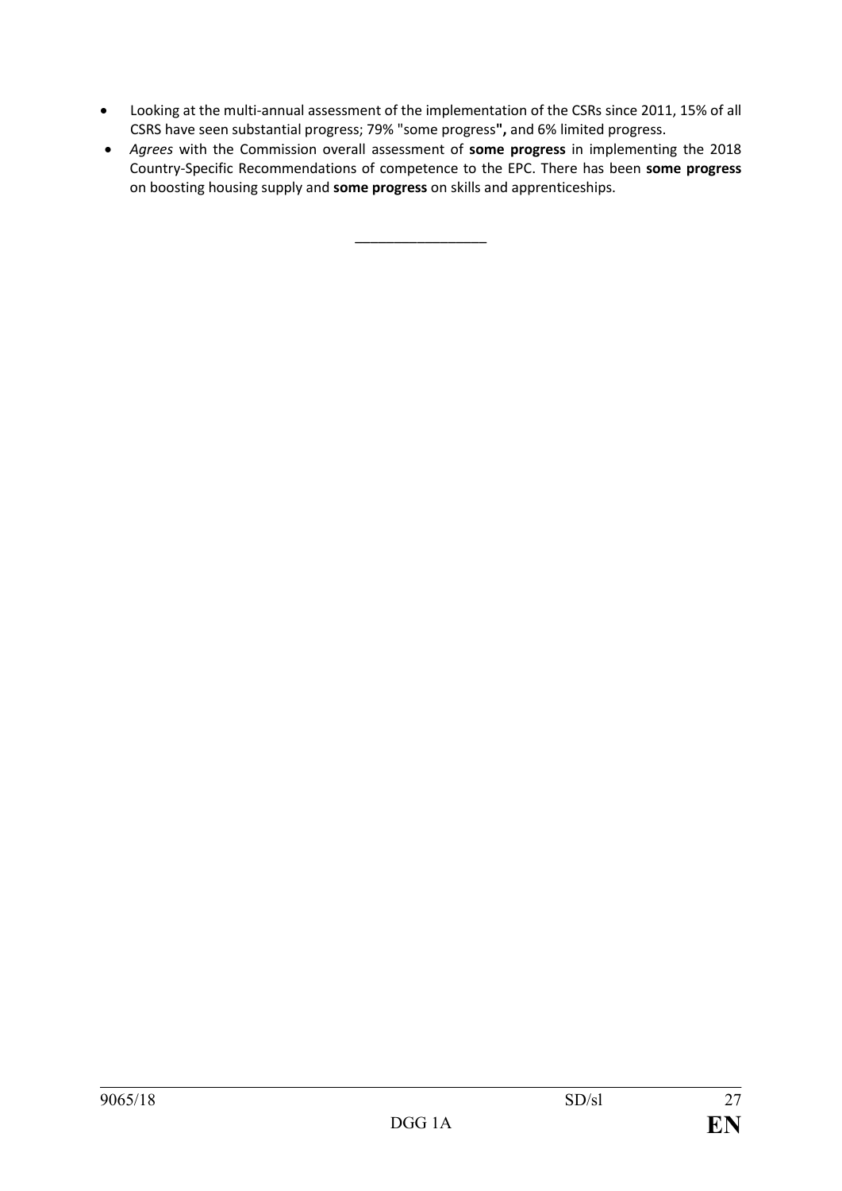- Looking at the multi-annual assessment of the implementation of the CSRs since 2011, 15% of all CSRS have seen substantial progress; 79% "some progress**",** and 6% limited progress.
- *Agrees* with the Commission overall assessment of **some progress** in implementing the 2018 Country-Specific Recommendations of competence to the EPC. There has been **some progress** on boosting housing supply and **some progress** on skills and apprenticeships.

________________